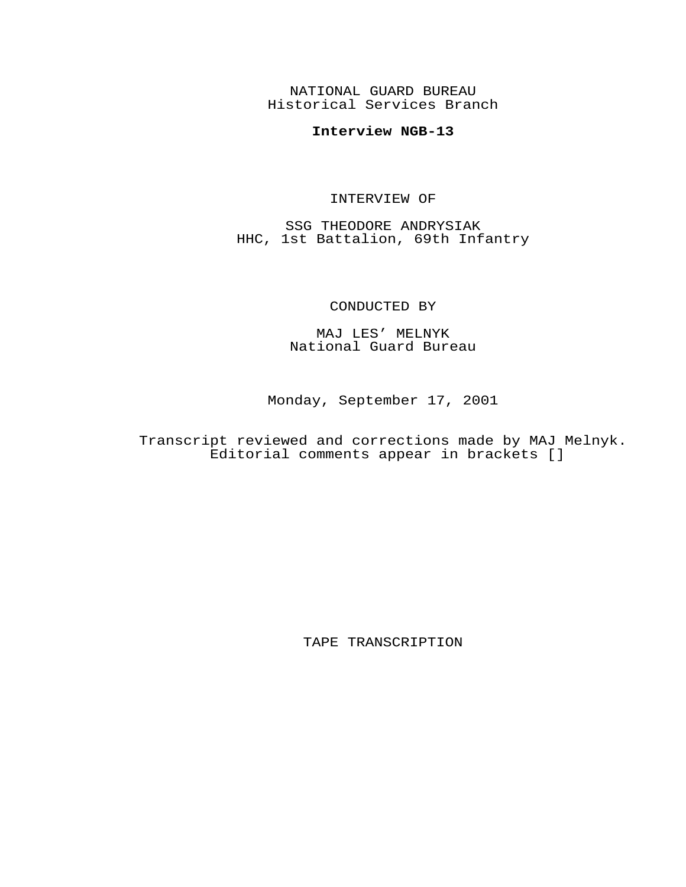NATIONAL GUARD BUREAU
Historical Services Branch

**Interview NGB-13**

INTERVIEW OF

SSG THEODORE ANDRYSIAK
HHC, 1st Battalion, 69th Infantry

CONDUCTED BY

MAJ LES' MELNYK
National Guard Bureau

Monday, September 17, 2001

Transcript reviewed and corrections made by MAJ Melnyk.
Editorial comments appear in brackets []

TAPE TRANSCRIPTION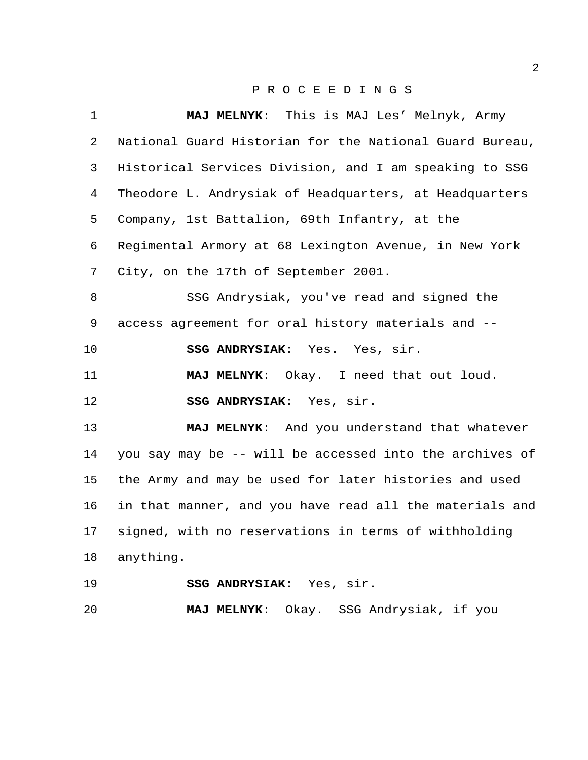P R O C E E D I N G S

**MAJ MELNYK**: This is MAJ Les' Melnyk, Army National Guard Historian for the National Guard Bureau, Historical Services Division, and I am speaking to SSG Theodore L. Andrysiak of Headquarters, at Headquarters Company, 1st Battalion, 69th Infantry, at the Regimental Armory at 68 Lexington Avenue, in New York City, on the 17th of September 2001.

SSG Andrysiak, you've read and signed the access agreement for oral history materials and --

**SSG ANDRYSIAK**: Yes. Yes, sir.

**MAJ MELNYK**: Okay. I need that out loud.

**SSG ANDRYSIAK**: Yes, sir.

**MAJ MELNYK**: And you understand that whatever you say may be -- will be accessed into the archives of the Army and may be used for later histories and used in that manner, and you have read all the materials and signed, with no reservations in terms of withholding anything.

**SSG ANDRYSIAK**: Yes, sir.

**MAJ MELNYK**: Okay. SSG Andrysiak, if you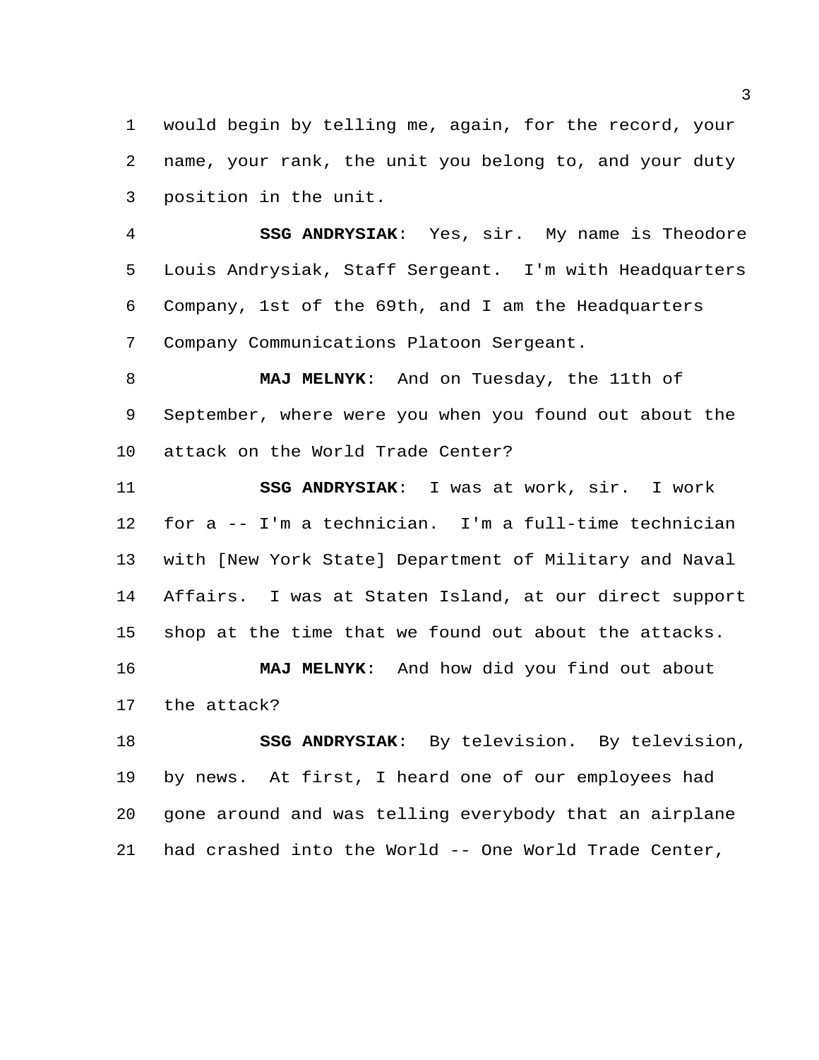would begin by telling me, again, for the record, your name, your rank, the unit you belong to, and your duty position in the unit.

**SSG ANDRYSIAK**: Yes, sir. My name is Theodore Louis Andrysiak, Staff Sergeant. I'm with Headquarters Company, 1st of the 69th, and I am the Headquarters Company Communications Platoon Sergeant.

**MAJ MELNYK**: And on Tuesday, the 11th of September, where were you when you found out about the attack on the World Trade Center?

**SSG ANDRYSIAK**: I was at work, sir. I work for a -- I'm a technician. I'm a full-time technician with [New York State] Department of Military and Naval Affairs. I was at Staten Island, at our direct support shop at the time that we found out about the attacks.

**MAJ MELNYK**: And how did you find out about the attack?

**SSG ANDRYSIAK**: By television. By television, by news. At first, I heard one of our employees had gone around and was telling everybody that an airplane had crashed into the World -- One World Trade Center,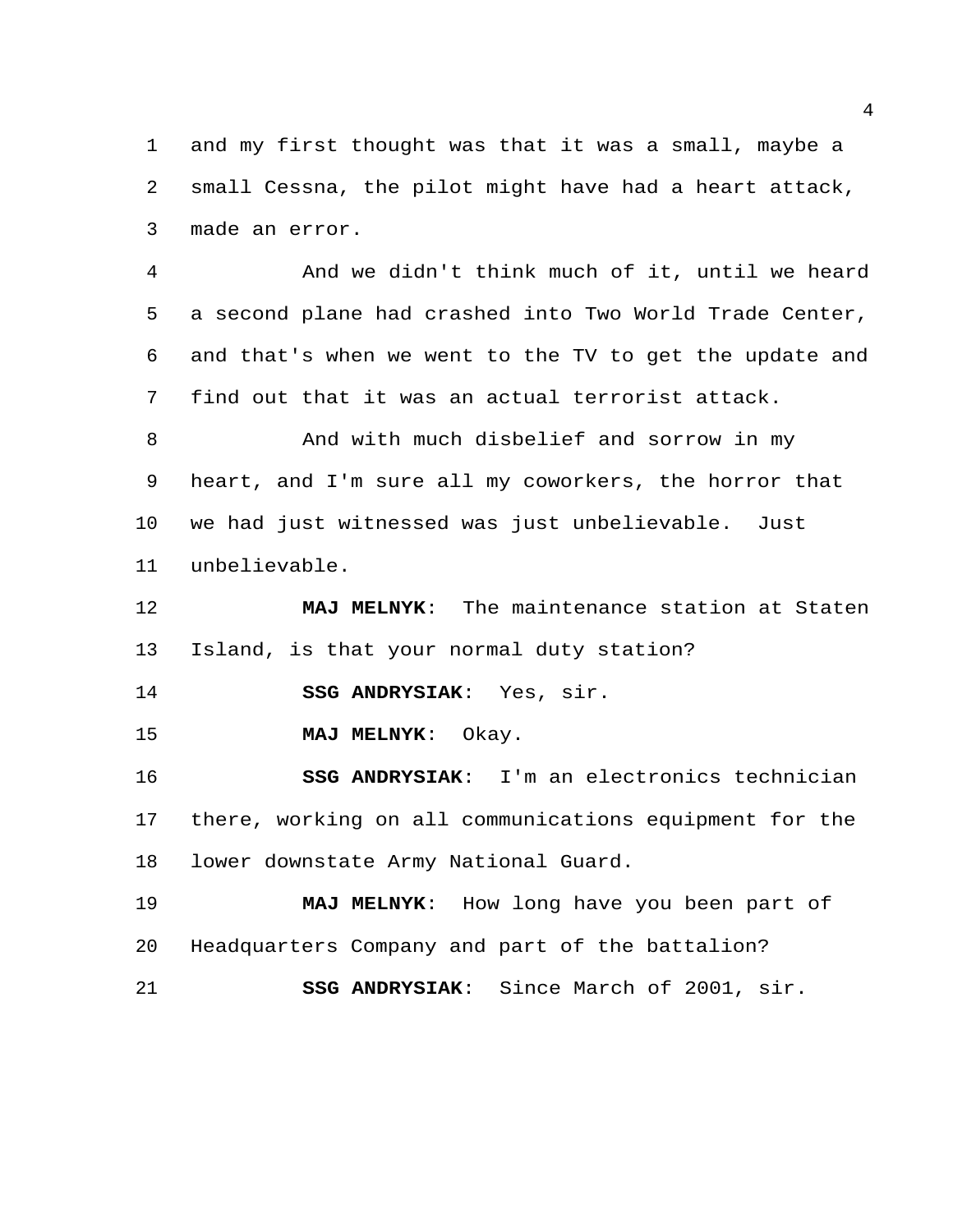and my first thought was that it was a small, maybe a small Cessna, the pilot might have had a heart attack, made an error.

And we didn't think much of it, until we heard a second plane had crashed into Two World Trade Center, and that's when we went to the TV to get the update and find out that it was an actual terrorist attack.

And with much disbelief and sorrow in my heart, and I'm sure all my coworkers, the horror that we had just witnessed was just unbelievable. Just unbelievable.

**MAJ MELNYK**: The maintenance station at Staten Island, is that your normal duty station?

**SSG ANDRYSIAK**: Yes, sir.

**MAJ MELNYK**: Okay.

**SSG ANDRYSIAK**: I'm an electronics technician there, working on all communications equipment for the lower downstate Army National Guard.

**MAJ MELNYK**: How long have you been part of Headquarters Company and part of the battalion?

**SSG ANDRYSIAK**: Since March of 2001, sir.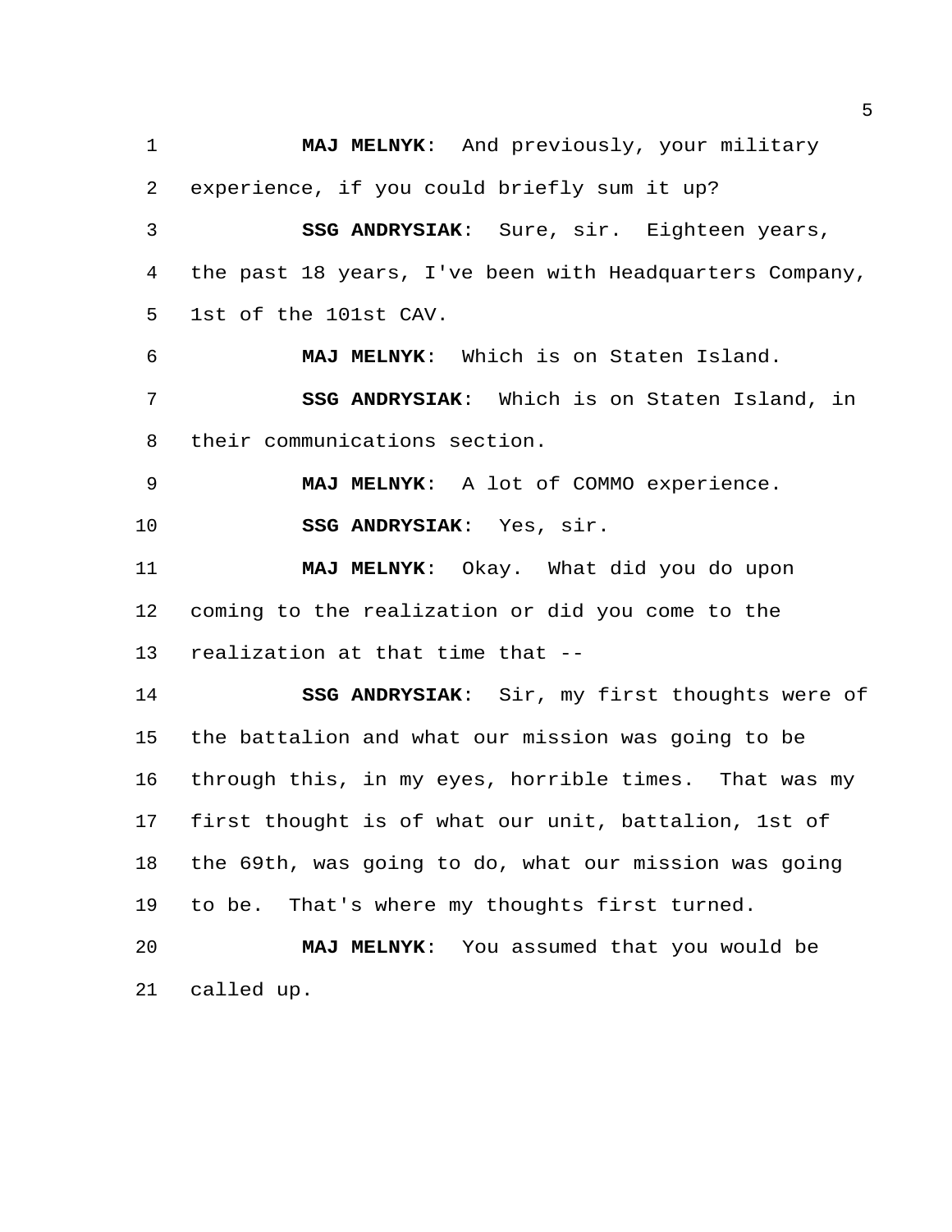**MAJ MELNYK**: And previously, your military experience, if you could briefly sum it up?

**SSG ANDRYSIAK**: Sure, sir. Eighteen years, the past 18 years, I've been with Headquarters Company, 1st of the 101st CAV.

**MAJ MELNYK**: Which is on Staten Island.

**SSG ANDRYSIAK**: Which is on Staten Island, in their communications section.

**MAJ MELNYK**: A lot of COMMO experience.

**SSG ANDRYSIAK**: Yes, sir.

**MAJ MELNYK**: Okay. What did you do upon coming to the realization or did you come to the realization at that time that --

**SSG ANDRYSIAK**: Sir, my first thoughts were of the battalion and what our mission was going to be through this, in my eyes, horrible times. That was my first thought is of what our unit, battalion, 1st of the 69th, was going to do, what our mission was going to be. That's where my thoughts first turned.

**MAJ MELNYK**: You assumed that you would be called up.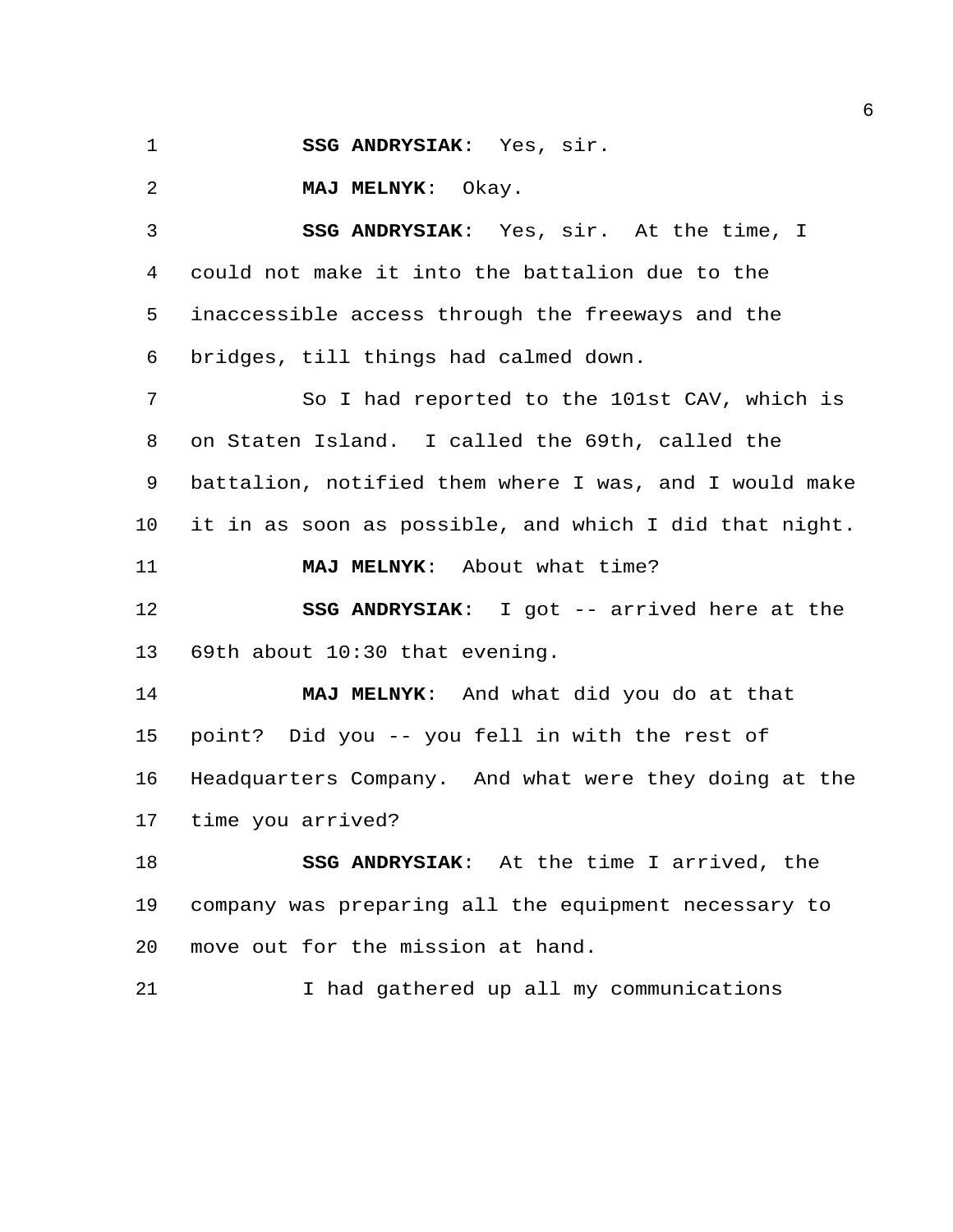**SSG ANDRYSIAK**: Yes, sir.

**MAJ MELNYK**: Okay.

**SSG ANDRYSIAK**: Yes, sir. At the time, I could not make it into the battalion due to the inaccessible access through the freeways and the bridges, till things had calmed down.

So I had reported to the 101st CAV, which is on Staten Island. I called the 69th, called the battalion, notified them where I was, and I would make it in as soon as possible, and which I did that night.

**MAJ MELNYK**: About what time?

**SSG ANDRYSIAK**: I got -- arrived here at the 69th about 10:30 that evening.

**MAJ MELNYK**: And what did you do at that point? Did you -- you fell in with the rest of Headquarters Company. And what were they doing at the time you arrived?

**SSG ANDRYSIAK**: At the time I arrived, the company was preparing all the equipment necessary to move out for the mission at hand.

I had gathered up all my communications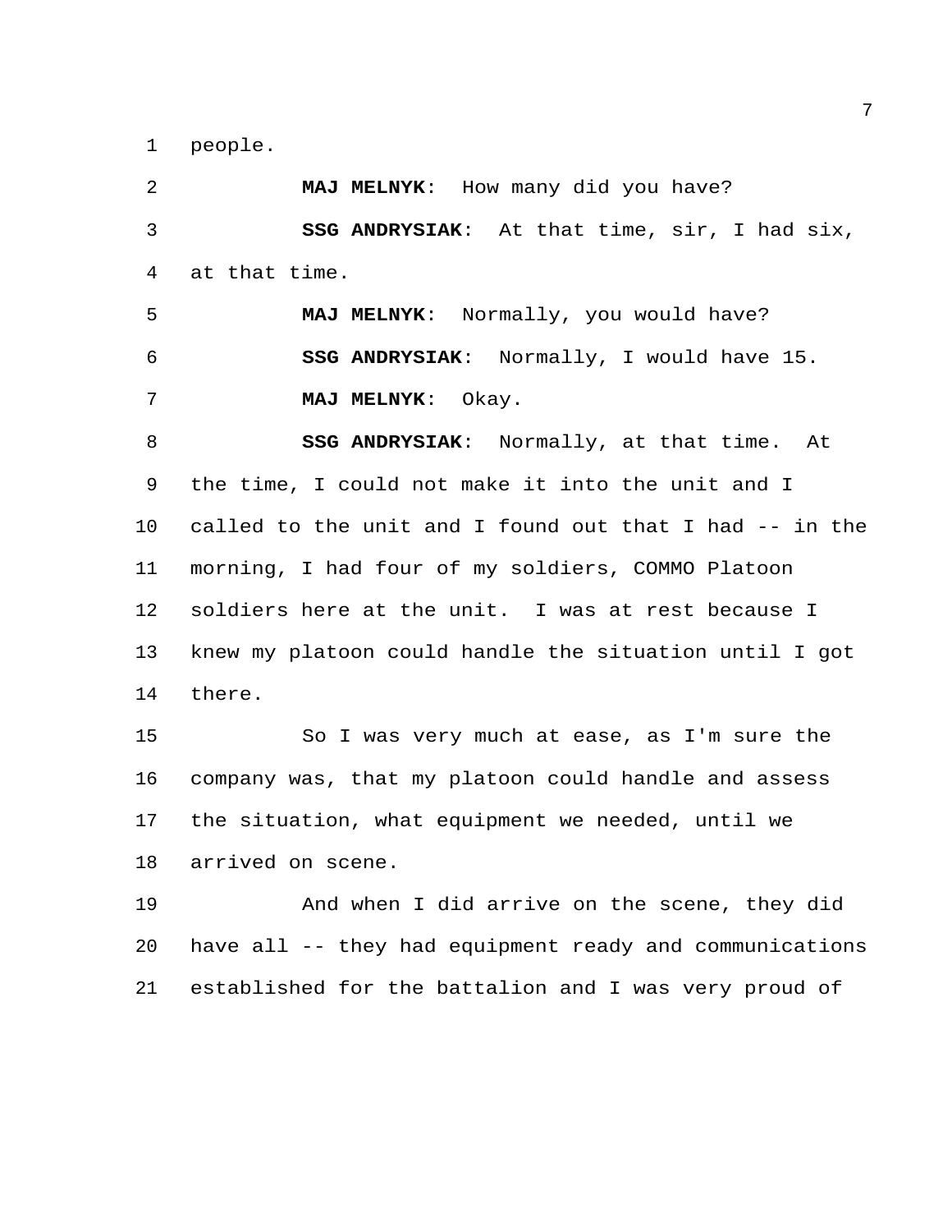people.

**MAJ MELNYK**: How many did you have?

**SSG ANDRYSIAK**: At that time, sir, I had six, at that time.

**MAJ MELNYK**: Normally, you would have?

**SSG ANDRYSIAK**: Normally, I would have 15.

**MAJ MELNYK**: Okay.

**SSG ANDRYSIAK**: Normally, at that time. At the time, I could not make it into the unit and I called to the unit and I found out that I had -- in the morning, I had four of my soldiers, COMMO Platoon soldiers here at the unit. I was at rest because I knew my platoon could handle the situation until I got there.

So I was very much at ease, as I'm sure the company was, that my platoon could handle and assess the situation, what equipment we needed, until we arrived on scene.

And when I did arrive on the scene, they did have all -- they had equipment ready and communications established for the battalion and I was very proud of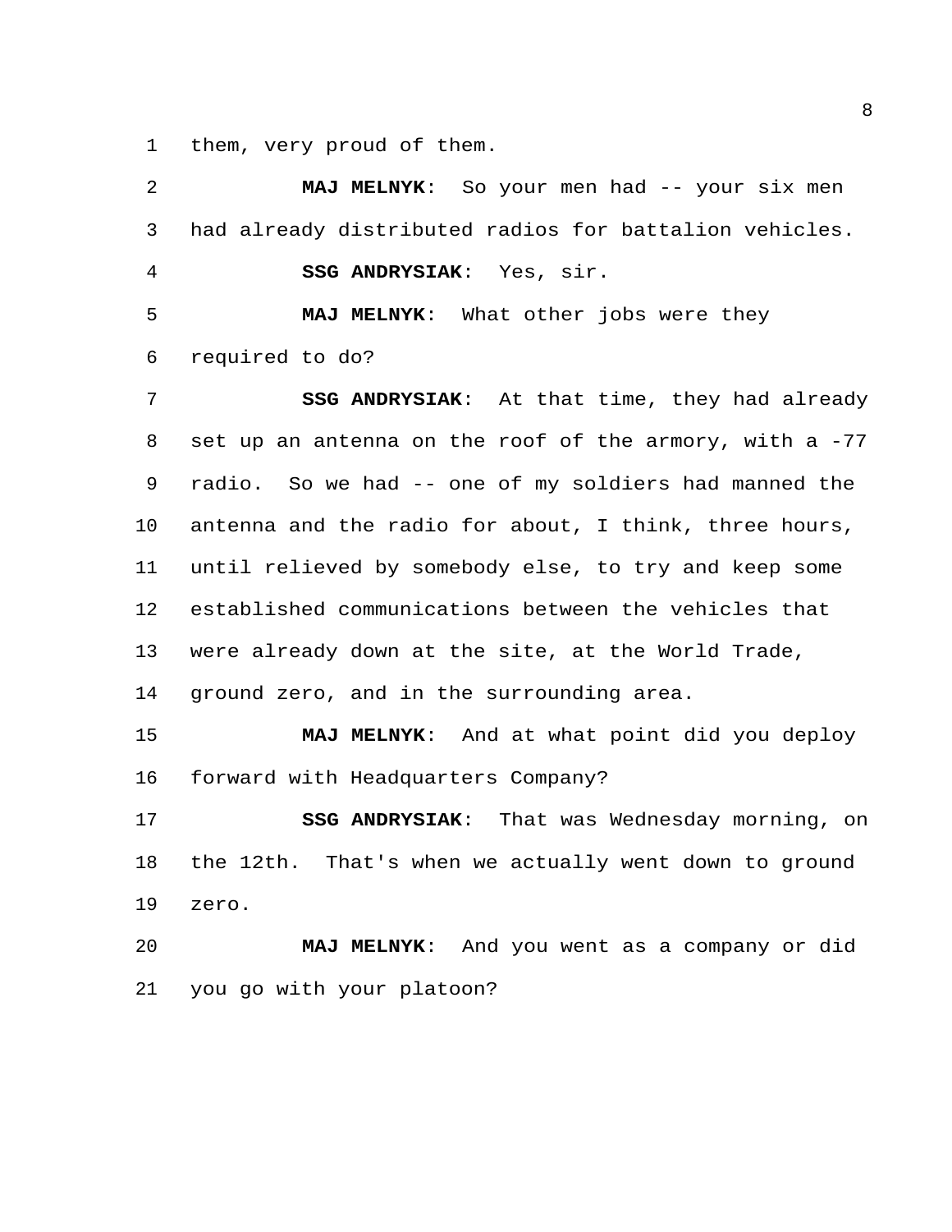them, very proud of them.

**MAJ MELNYK**: So your men had -- your six men had already distributed radios for battalion vehicles.

**SSG ANDRYSIAK**: Yes, sir.

**MAJ MELNYK**: What other jobs were they required to do?

**SSG ANDRYSIAK**: At that time, they had already set up an antenna on the roof of the armory, with a -77 radio. So we had -- one of my soldiers had manned the antenna and the radio for about, I think, three hours, until relieved by somebody else, to try and keep some established communications between the vehicles that were already down at the site, at the World Trade, ground zero, and in the surrounding area.

**MAJ MELNYK**: And at what point did you deploy forward with Headquarters Company?

**SSG ANDRYSIAK**: That was Wednesday morning, on the 12th. That's when we actually went down to ground zero.

**MAJ MELNYK**: And you went as a company or did you go with your platoon?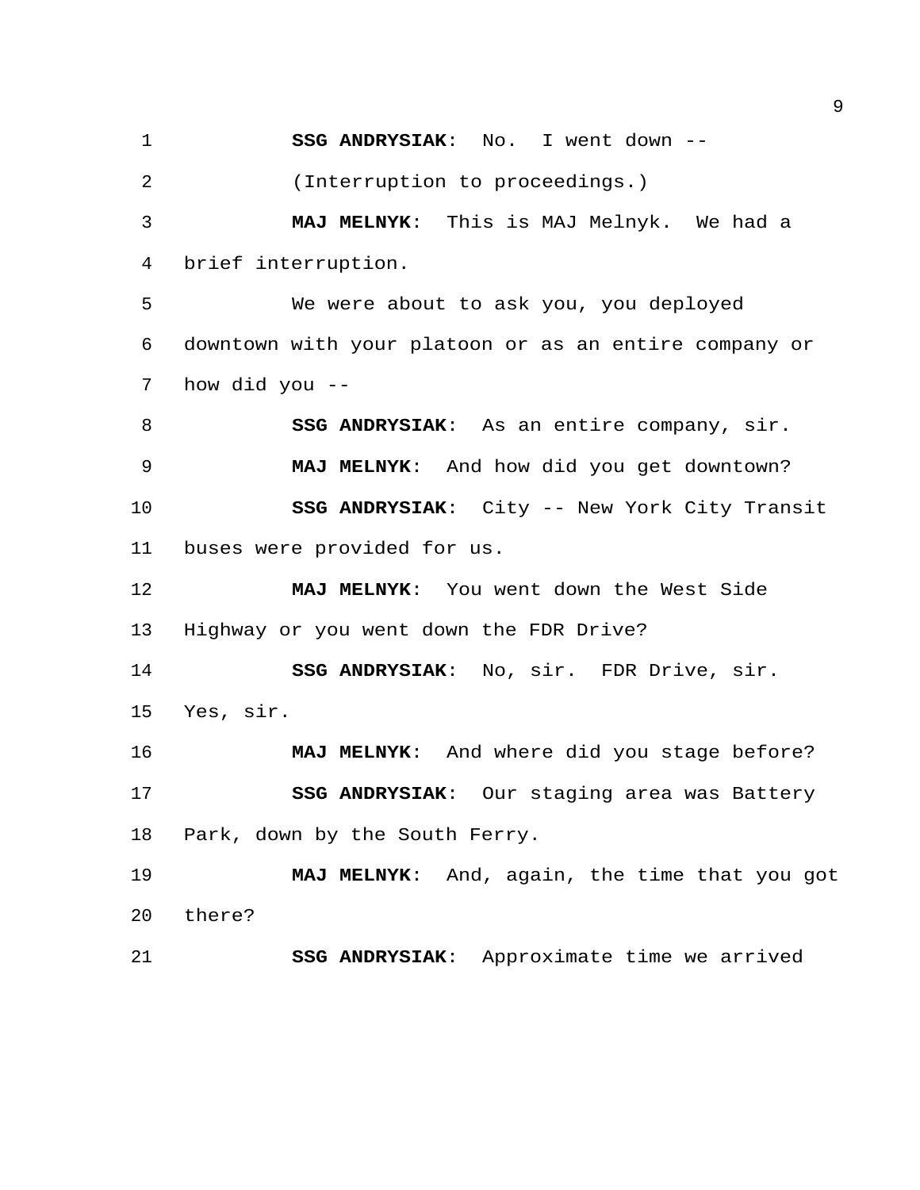**SSG ANDRYSIAK**: No. I went down --

(Interruption to proceedings.)

**MAJ MELNYK**: This is MAJ Melnyk. We had a brief interruption.

We were about to ask you, you deployed downtown with your platoon or as an entire company or how did you --

**SSG ANDRYSIAK**: As an entire company, sir.

**MAJ MELNYK**: And how did you get downtown?

**SSG ANDRYSIAK**: City -- New York City Transit buses were provided for us.

**MAJ MELNYK**: You went down the West Side Highway or you went down the FDR Drive?

**SSG ANDRYSIAK**: No, sir. FDR Drive, sir. Yes, sir.

**MAJ MELNYK**: And where did you stage before?

**SSG ANDRYSIAK**: Our staging area was Battery Park, down by the South Ferry.

**MAJ MELNYK**: And, again, the time that you got there?

**SSG ANDRYSIAK**: Approximate time we arrived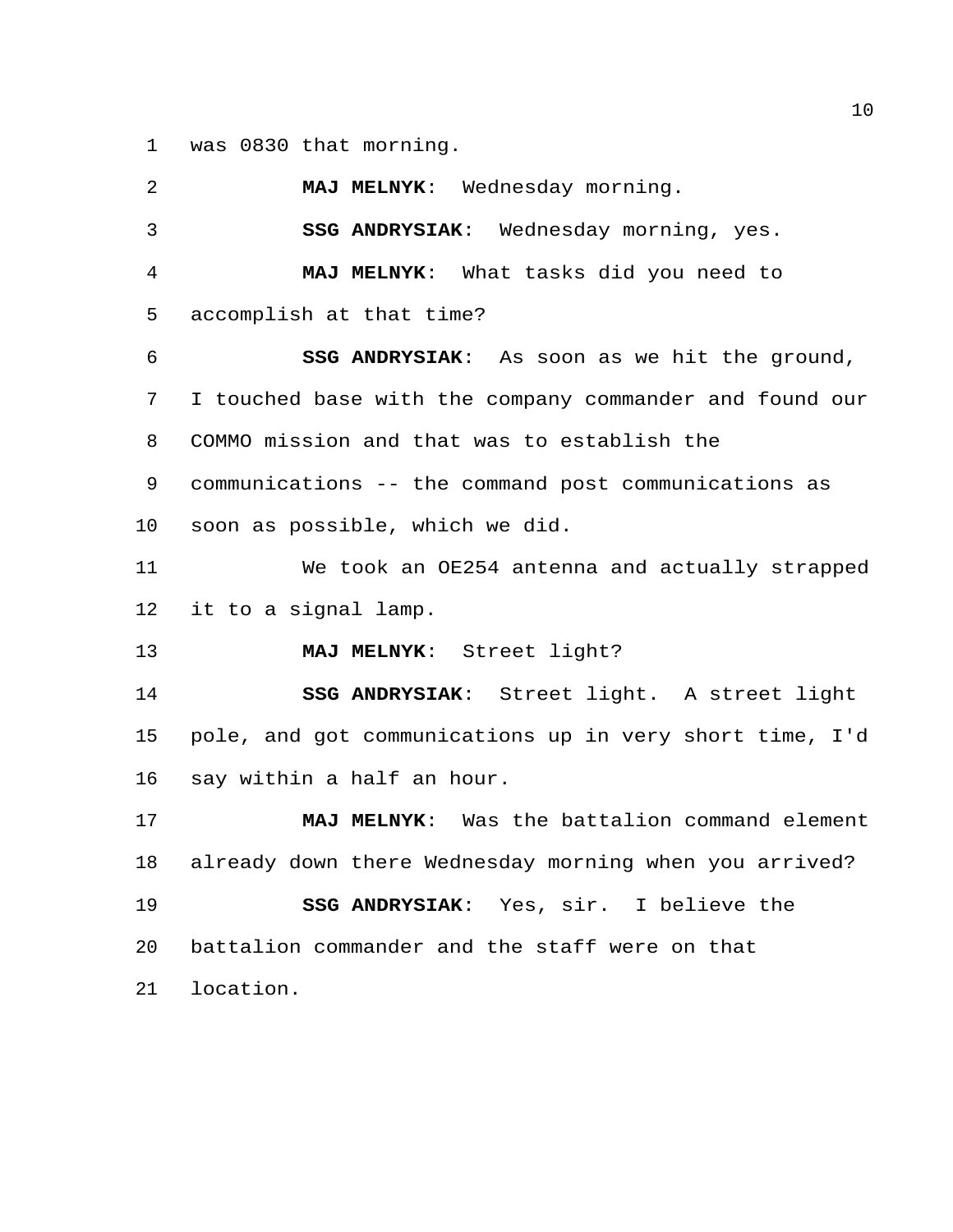was 0830 that morning.

**MAJ MELNYK**: Wednesday morning.

**SSG ANDRYSIAK**: Wednesday morning, yes.

**MAJ MELNYK**: What tasks did you need to accomplish at that time?

**SSG ANDRYSIAK**: As soon as we hit the ground, I touched base with the company commander and found our COMMO mission and that was to establish the communications -- the command post communications as soon as possible, which we did.

We took an OE254 antenna and actually strapped it to a signal lamp.

**MAJ MELNYK**: Street light?

**SSG ANDRYSIAK**: Street light. A street light pole, and got communications up in very short time, I'd say within a half an hour.

**MAJ MELNYK**: Was the battalion command element already down there Wednesday morning when you arrived?

**SSG ANDRYSIAK**: Yes, sir. I believe the battalion commander and the staff were on that location.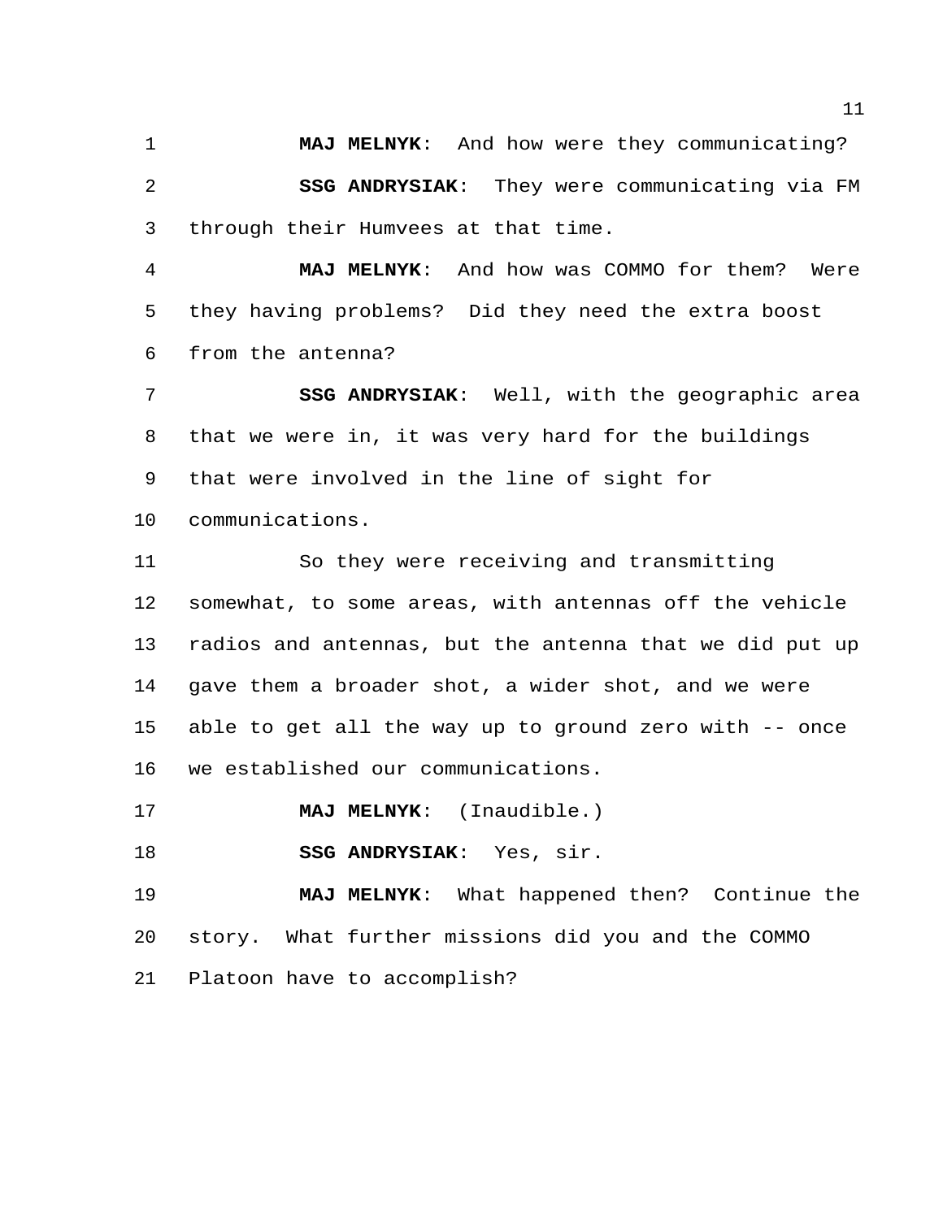**MAJ MELNYK**: And how were they communicating?

**SSG ANDRYSIAK**: They were communicating via FM through their Humvees at that time.

**MAJ MELNYK**: And how was COMMO for them? Were they having problems? Did they need the extra boost from the antenna?

**SSG ANDRYSIAK**: Well, with the geographic area that we were in, it was very hard for the buildings that were involved in the line of sight for communications.

So they were receiving and transmitting somewhat, to some areas, with antennas off the vehicle radios and antennas, but the antenna that we did put up gave them a broader shot, a wider shot, and we were able to get all the way up to ground zero with -- once we established our communications.

**MAJ MELNYK**: (Inaudible.)

**SSG ANDRYSIAK**: Yes, sir.

**MAJ MELNYK**: What happened then? Continue the story. What further missions did you and the COMMO Platoon have to accomplish?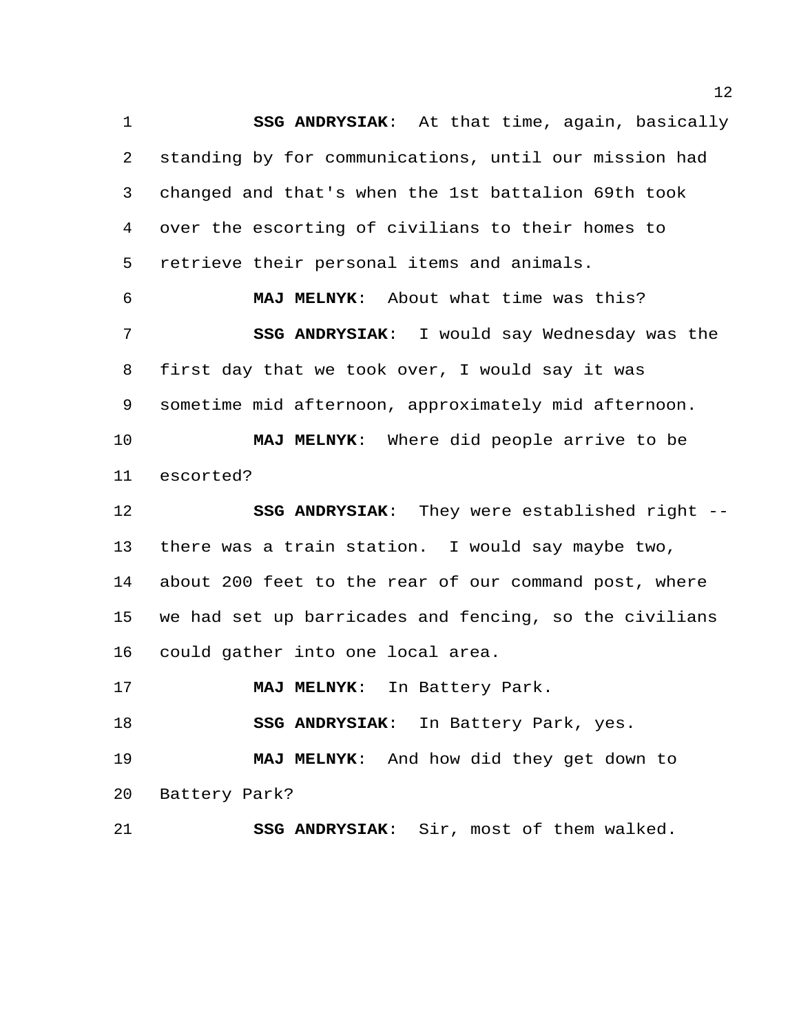**SSG ANDRYSIAK**: At that time, again, basically standing by for communications, until our mission had changed and that's when the 1st battalion 69th took over the escorting of civilians to their homes to retrieve their personal items and animals.

**MAJ MELNYK**: About what time was this?

**SSG ANDRYSIAK**: I would say Wednesday was the first day that we took over, I would say it was sometime mid afternoon, approximately mid afternoon.

**MAJ MELNYK**: Where did people arrive to be escorted?

**SSG ANDRYSIAK**: They were established right -- there was a train station. I would say maybe two, about 200 feet to the rear of our command post, where we had set up barricades and fencing, so the civilians could gather into one local area.

**MAJ MELNYK**: In Battery Park.

**SSG ANDRYSIAK**: In Battery Park, yes.

**MAJ MELNYK**: And how did they get down to Battery Park?

**SSG ANDRYSIAK**: Sir, most of them walked.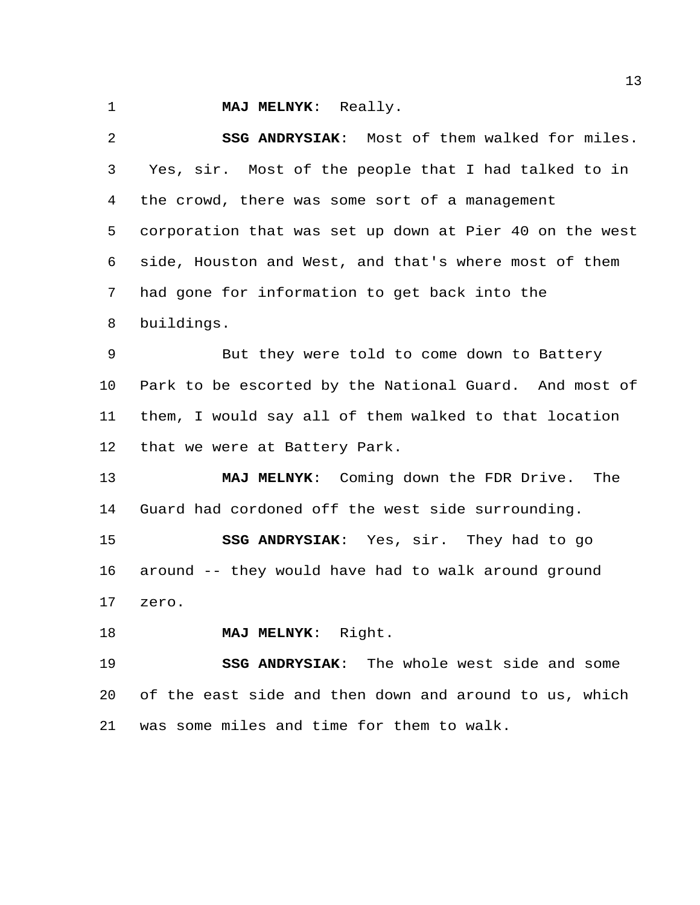**MAJ MELNYK**: Really.

**SSG ANDRYSIAK**: Most of them walked for miles. Yes, sir. Most of the people that I had talked to in the crowd, there was some sort of a management corporation that was set up down at Pier 40 on the west side, Houston and West, and that's where most of them had gone for information to get back into the buildings.

But they were told to come down to Battery Park to be escorted by the National Guard. And most of them, I would say all of them walked to that location that we were at Battery Park.

**MAJ MELNYK**: Coming down the FDR Drive. The Guard had cordoned off the west side surrounding.

**SSG ANDRYSIAK**: Yes, sir. They had to go around -- they would have had to walk around ground zero.

**MAJ MELNYK**: Right.

**SSG ANDRYSIAK**: The whole west side and some of the east side and then down and around to us, which was some miles and time for them to walk.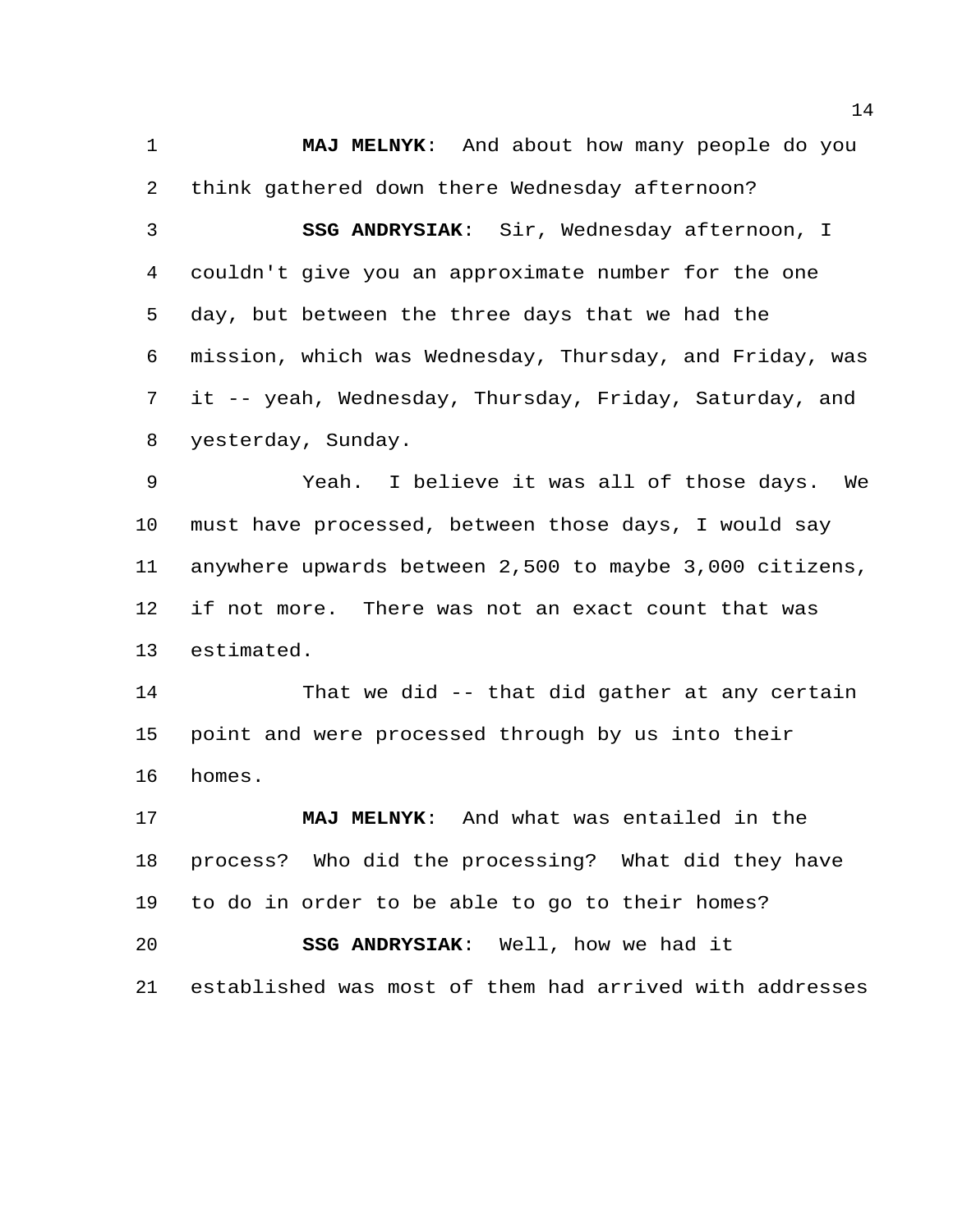**MAJ MELNYK**: And about how many people do you think gathered down there Wednesday afternoon?

**SSG ANDRYSIAK**: Sir, Wednesday afternoon, I couldn't give you an approximate number for the one day, but between the three days that we had the mission, which was Wednesday, Thursday, and Friday, was it -- yeah, Wednesday, Thursday, Friday, Saturday, and yesterday, Sunday.

Yeah. I believe it was all of those days. We must have processed, between those days, I would say anywhere upwards between 2,500 to maybe 3,000 citizens, if not more. There was not an exact count that was estimated.

That we did -- that did gather at any certain point and were processed through by us into their homes.

**MAJ MELNYK**: And what was entailed in the process? Who did the processing? What did they have to do in order to be able to go to their homes?

**SSG ANDRYSIAK**: Well, how we had it established was most of them had arrived with addresses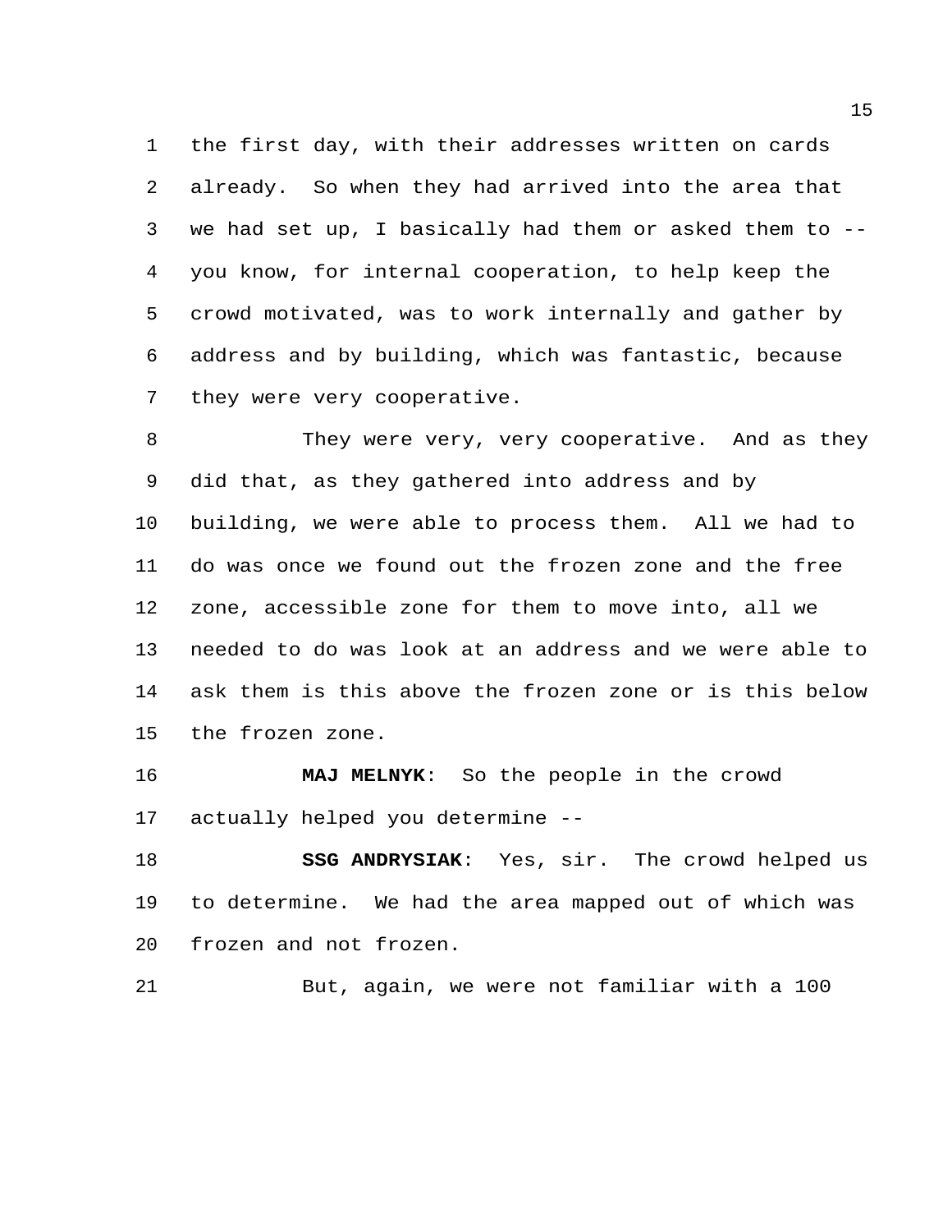the first day, with their addresses written on cards already. So when they had arrived into the area that we had set up, I basically had them or asked them to -- you know, for internal cooperation, to help keep the crowd motivated, was to work internally and gather by address and by building, which was fantastic, because they were very cooperative.

They were very, very cooperative. And as they did that, as they gathered into address and by building, we were able to process them. All we had to do was once we found out the frozen zone and the free zone, accessible zone for them to move into, all we needed to do was look at an address and we were able to ask them is this above the frozen zone or is this below the frozen zone.

**MAJ MELNYK**: So the people in the crowd actually helped you determine --

**SSG ANDRYSIAK**: Yes, sir. The crowd helped us to determine. We had the area mapped out of which was frozen and not frozen.

But, again, we were not familiar with a 100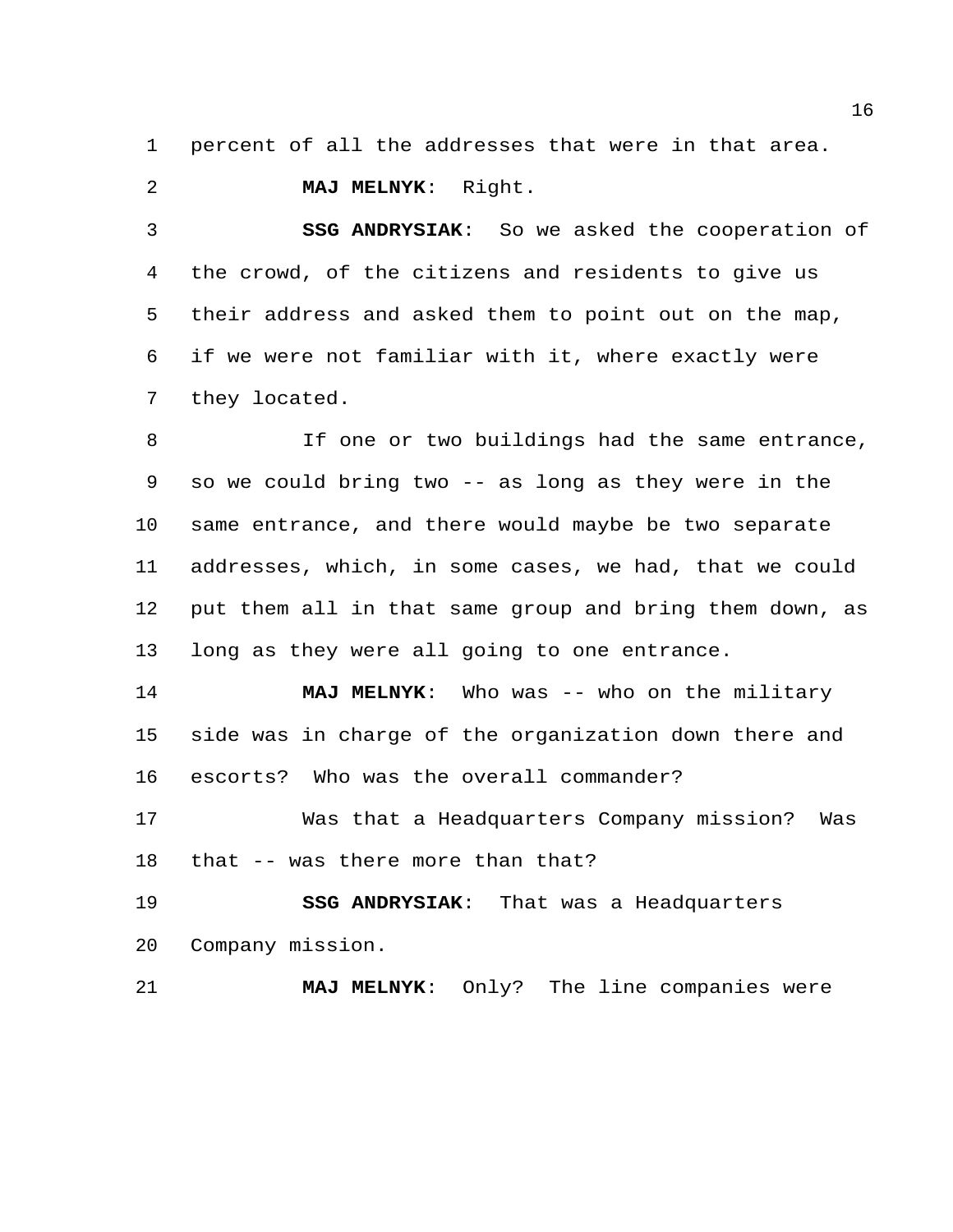percent of all the addresses that were in that area.

**MAJ MELNYK**: Right.

**SSG ANDRYSIAK**: So we asked the cooperation of the crowd, of the citizens and residents to give us their address and asked them to point out on the map, if we were not familiar with it, where exactly were they located.

If one or two buildings had the same entrance, so we could bring two -- as long as they were in the same entrance, and there would maybe be two separate addresses, which, in some cases, we had, that we could put them all in that same group and bring them down, as long as they were all going to one entrance.

**MAJ MELNYK**: Who was -- who on the military side was in charge of the organization down there and escorts? Who was the overall commander?

Was that a Headquarters Company mission? Was that -- was there more than that?

**SSG ANDRYSIAK**: That was a Headquarters Company mission.

**MAJ MELNYK**: Only? The line companies were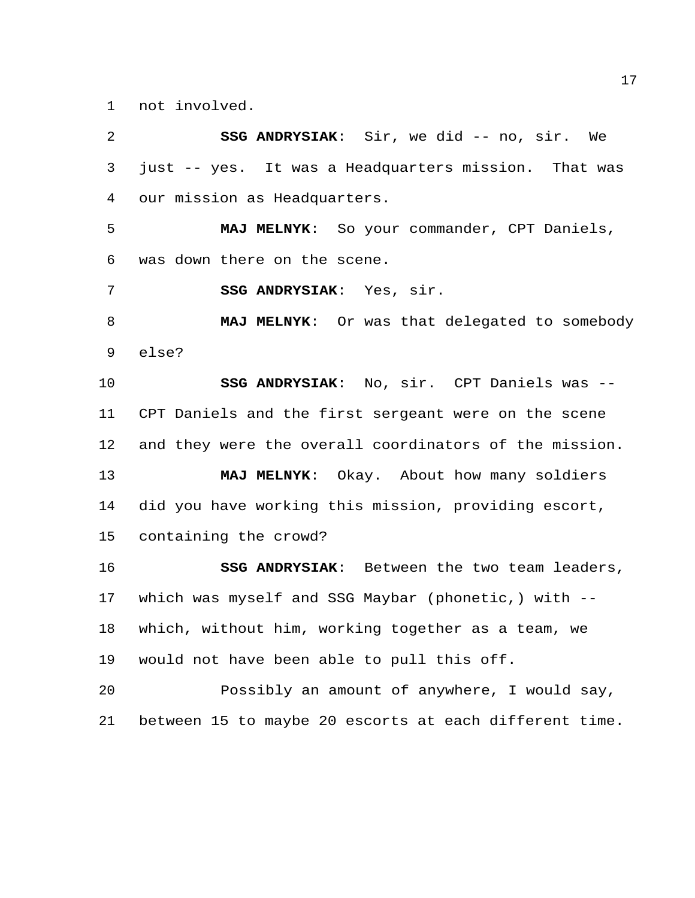not involved.

**SSG ANDRYSIAK**: Sir, we did -- no, sir. We just -- yes. It was a Headquarters mission. That was our mission as Headquarters.

**MAJ MELNYK**: So your commander, CPT Daniels, was down there on the scene.

**SSG ANDRYSIAK**: Yes, sir.

**MAJ MELNYK**: Or was that delegated to somebody else?

**SSG ANDRYSIAK**: No, sir. CPT Daniels was -- CPT Daniels and the first sergeant were on the scene and they were the overall coordinators of the mission.

**MAJ MELNYK**: Okay. About how many soldiers did you have working this mission, providing escort, containing the crowd?

**SSG ANDRYSIAK**: Between the two team leaders, which was myself and SSG Maybar (phonetic,) with -- which, without him, working together as a team, we would not have been able to pull this off.

Possibly an amount of anywhere, I would say, between 15 to maybe 20 escorts at each different time.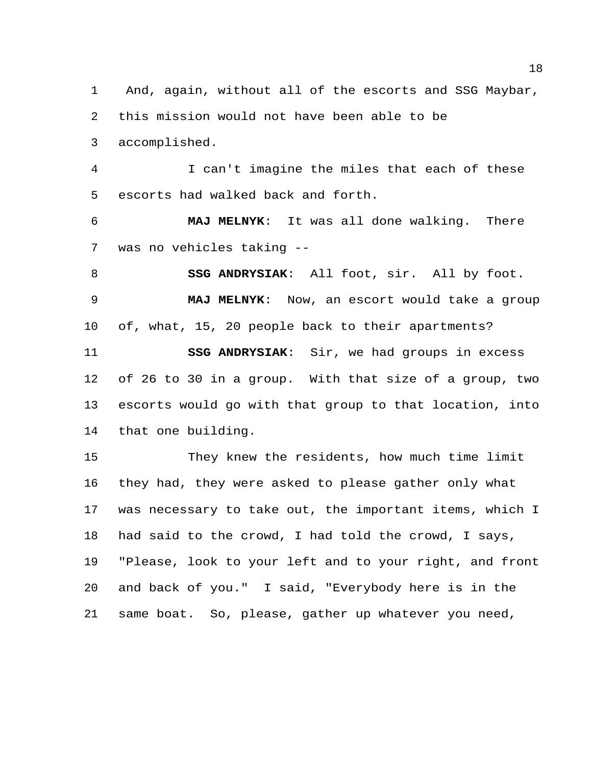And, again, without all of the escorts and SSG Maybar, this mission would not have been able to be accomplished.

I can't imagine the miles that each of these escorts had walked back and forth.

**MAJ MELNYK**: It was all done walking. There was no vehicles taking --

**SSG ANDRYSIAK**: All foot, sir. All by foot.

**MAJ MELNYK**: Now, an escort would take a group of, what, 15, 20 people back to their apartments?

**SSG ANDRYSIAK**: Sir, we had groups in excess of 26 to 30 in a group. With that size of a group, two escorts would go with that group to that location, into that one building.

They knew the residents, how much time limit they had, they were asked to please gather only what was necessary to take out, the important items, which I had said to the crowd, I had told the crowd, I says, "Please, look to your left and to your right, and front and back of you." I said, "Everybody here is in the same boat. So, please, gather up whatever you need,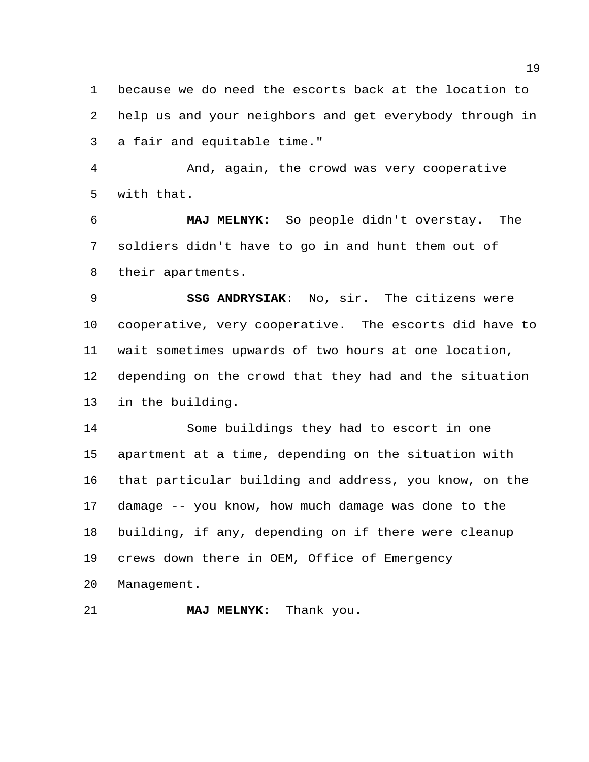because we do need the escorts back at the location to help us and your neighbors and get everybody through in a fair and equitable time."

And, again, the crowd was very cooperative with that.

**MAJ MELNYK**: So people didn't overstay. The soldiers didn't have to go in and hunt them out of their apartments.

**SSG ANDRYSIAK**: No, sir. The citizens were cooperative, very cooperative. The escorts did have to wait sometimes upwards of two hours at one location, depending on the crowd that they had and the situation in the building.

Some buildings they had to escort in one apartment at a time, depending on the situation with that particular building and address, you know, on the damage -- you know, how much damage was done to the building, if any, depending on if there were cleanup crews down there in OEM, Office of Emergency Management.

**MAJ MELNYK**: Thank you.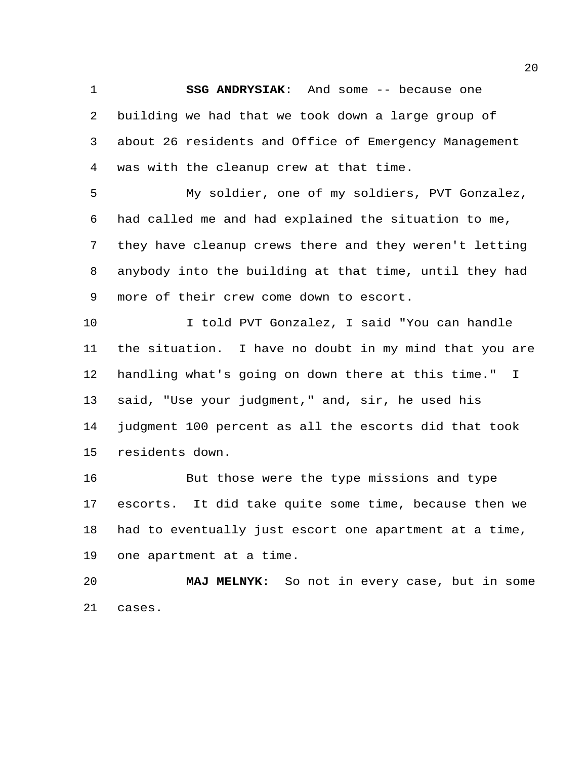**SSG ANDRYSIAK**: And some -- because one building we had that we took down a large group of about 26 residents and Office of Emergency Management was with the cleanup crew at that time.

My soldier, one of my soldiers, PVT Gonzalez, had called me and had explained the situation to me, they have cleanup crews there and they weren't letting anybody into the building at that time, until they had more of their crew come down to escort.

I told PVT Gonzalez, I said "You can handle the situation. I have no doubt in my mind that you are handling what's going on down there at this time." I said, "Use your judgment," and, sir, he used his judgment 100 percent as all the escorts did that took residents down.

But those were the type missions and type escorts. It did take quite some time, because then we had to eventually just escort one apartment at a time, one apartment at a time.

**MAJ MELNYK**: So not in every case, but in some cases.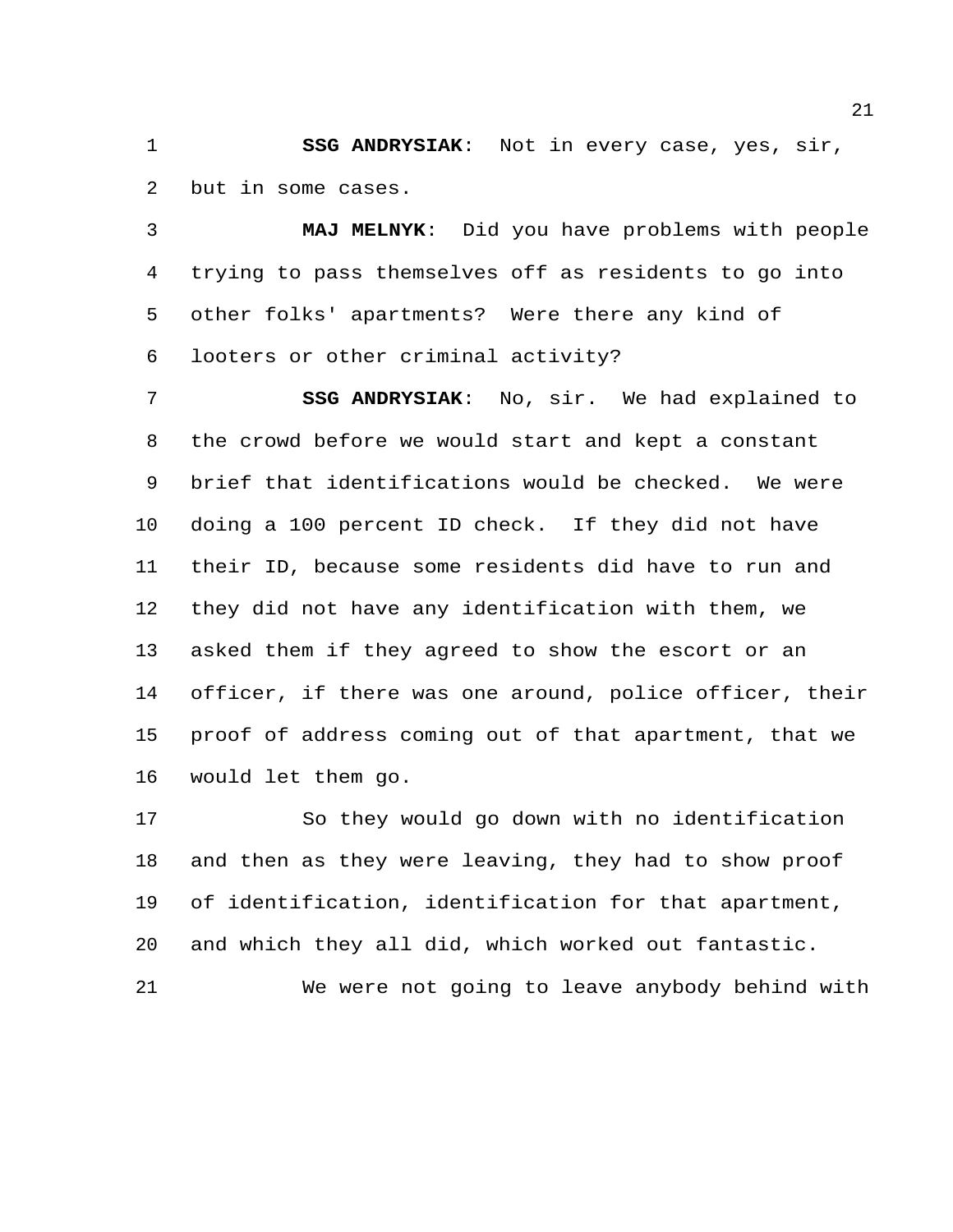**SSG ANDRYSIAK**: Not in every case, yes, sir, but in some cases.

**MAJ MELNYK**: Did you have problems with people trying to pass themselves off as residents to go into other folks' apartments? Were there any kind of looters or other criminal activity?

**SSG ANDRYSIAK**: No, sir. We had explained to the crowd before we would start and kept a constant brief that identifications would be checked. We were doing a 100 percent ID check. If they did not have their ID, because some residents did have to run and they did not have any identification with them, we asked them if they agreed to show the escort or an officer, if there was one around, police officer, their proof of address coming out of that apartment, that we would let them go.

So they would go down with no identification and then as they were leaving, they had to show proof of identification, identification for that apartment, and which they all did, which worked out fantastic.

We were not going to leave anybody behind with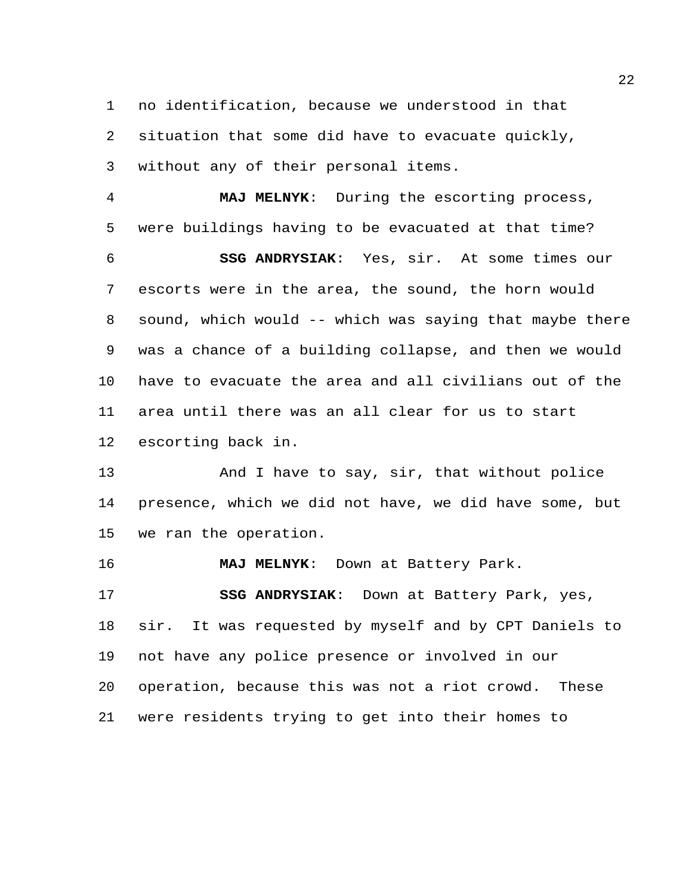no identification, because we understood in that situation that some did have to evacuate quickly, without any of their personal items.

**MAJ MELNYK**: During the escorting process, were buildings having to be evacuated at that time?

**SSG ANDRYSIAK**: Yes, sir. At some times our escorts were in the area, the sound, the horn would sound, which would -- which was saying that maybe there was a chance of a building collapse, and then we would have to evacuate the area and all civilians out of the area until there was an all clear for us to start escorting back in.

And I have to say, sir, that without police presence, which we did not have, we did have some, but we ran the operation.

**MAJ MELNYK**: Down at Battery Park.

**SSG ANDRYSIAK**: Down at Battery Park, yes, sir. It was requested by myself and by CPT Daniels to not have any police presence or involved in our operation, because this was not a riot crowd. These were residents trying to get into their homes to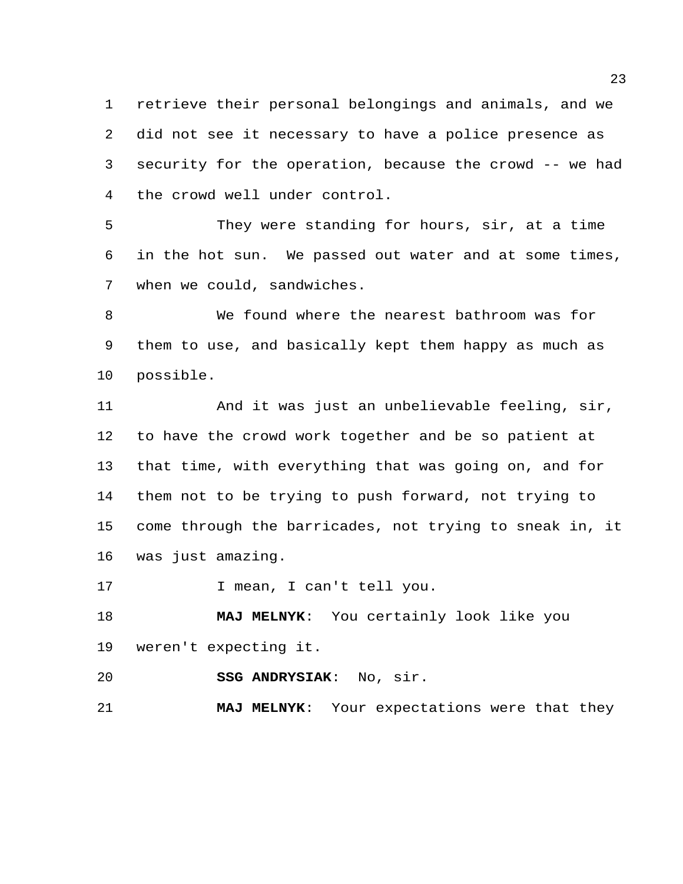retrieve their personal belongings and animals, and we did not see it necessary to have a police presence as security for the operation, because the crowd -- we had the crowd well under control.

They were standing for hours, sir, at a time in the hot sun. We passed out water and at some times, when we could, sandwiches.

We found where the nearest bathroom was for them to use, and basically kept them happy as much as possible.

And it was just an unbelievable feeling, sir, to have the crowd work together and be so patient at that time, with everything that was going on, and for them not to be trying to push forward, not trying to come through the barricades, not trying to sneak in, it was just amazing.

I mean, I can't tell you.

**MAJ MELNYK**: You certainly look like you weren't expecting it.

**SSG ANDRYSIAK**: No, sir.

**MAJ MELNYK**: Your expectations were that they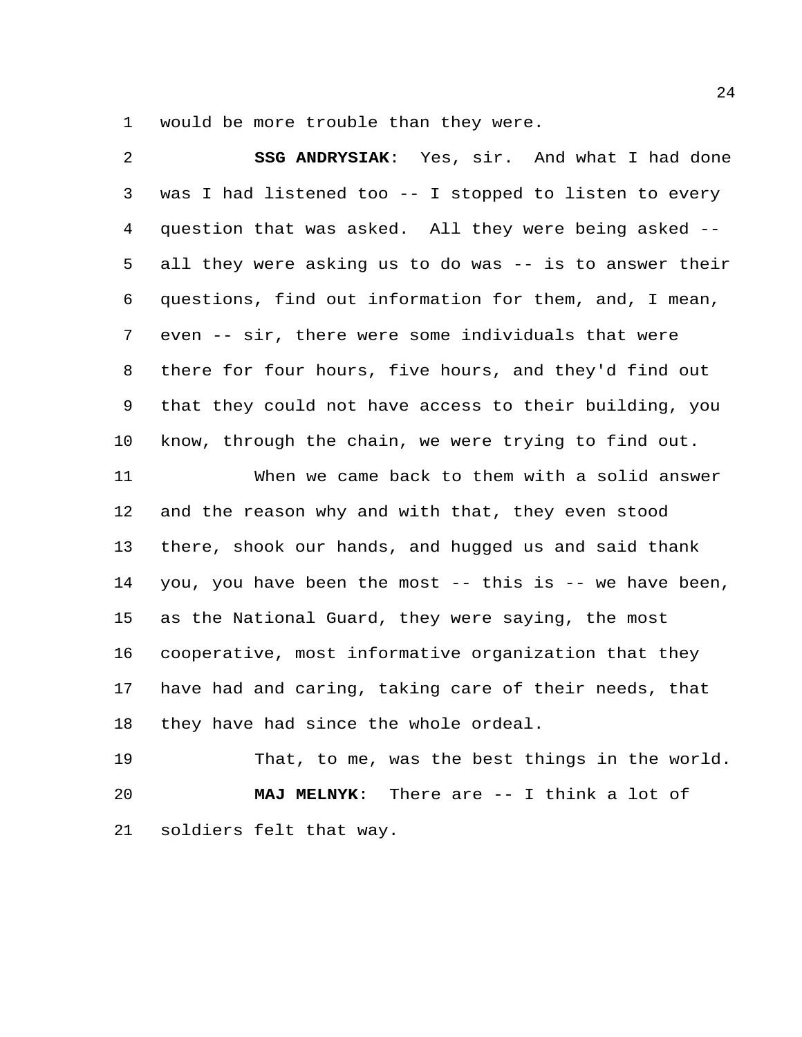would be more trouble than they were.

**SSG ANDRYSIAK**: Yes, sir. And what I had done was I had listened too -- I stopped to listen to every question that was asked. All they were being asked -- all they were asking us to do was -- is to answer their questions, find out information for them, and, I mean, even -- sir, there were some individuals that were there for four hours, five hours, and they'd find out that they could not have access to their building, you know, through the chain, we were trying to find out.

When we came back to them with a solid answer and the reason why and with that, they even stood there, shook our hands, and hugged us and said thank you, you have been the most -- this is -- we have been, as the National Guard, they were saying, the most cooperative, most informative organization that they have had and caring, taking care of their needs, that they have had since the whole ordeal.

That, to me, was the best things in the world.

**MAJ MELNYK**: There are -- I think a lot of soldiers felt that way.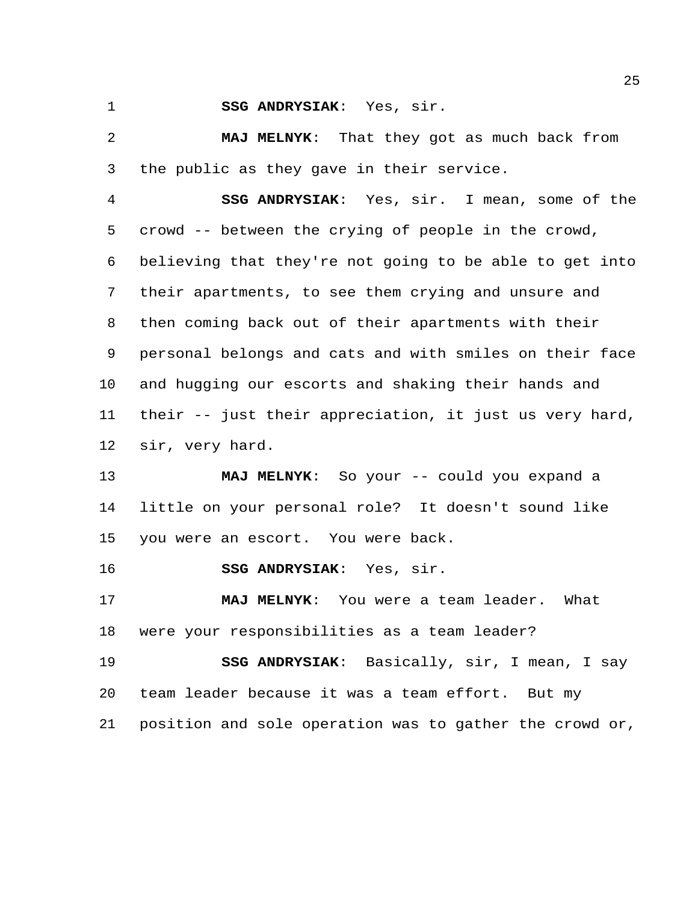**SSG ANDRYSIAK**: Yes, sir.

**MAJ MELNYK**: That they got as much back from the public as they gave in their service.

**SSG ANDRYSIAK**: Yes, sir. I mean, some of the crowd -- between the crying of people in the crowd, believing that they're not going to be able to get into their apartments, to see them crying and unsure and then coming back out of their apartments with their personal belongs and cats and with smiles on their face and hugging our escorts and shaking their hands and their -- just their appreciation, it just us very hard, sir, very hard.

**MAJ MELNYK**: So your -- could you expand a little on your personal role? It doesn't sound like you were an escort. You were back.

**SSG ANDRYSIAK**: Yes, sir.

**MAJ MELNYK**: You were a team leader. What were your responsibilities as a team leader?

**SSG ANDRYSIAK**: Basically, sir, I mean, I say team leader because it was a team effort. But my position and sole operation was to gather the crowd or,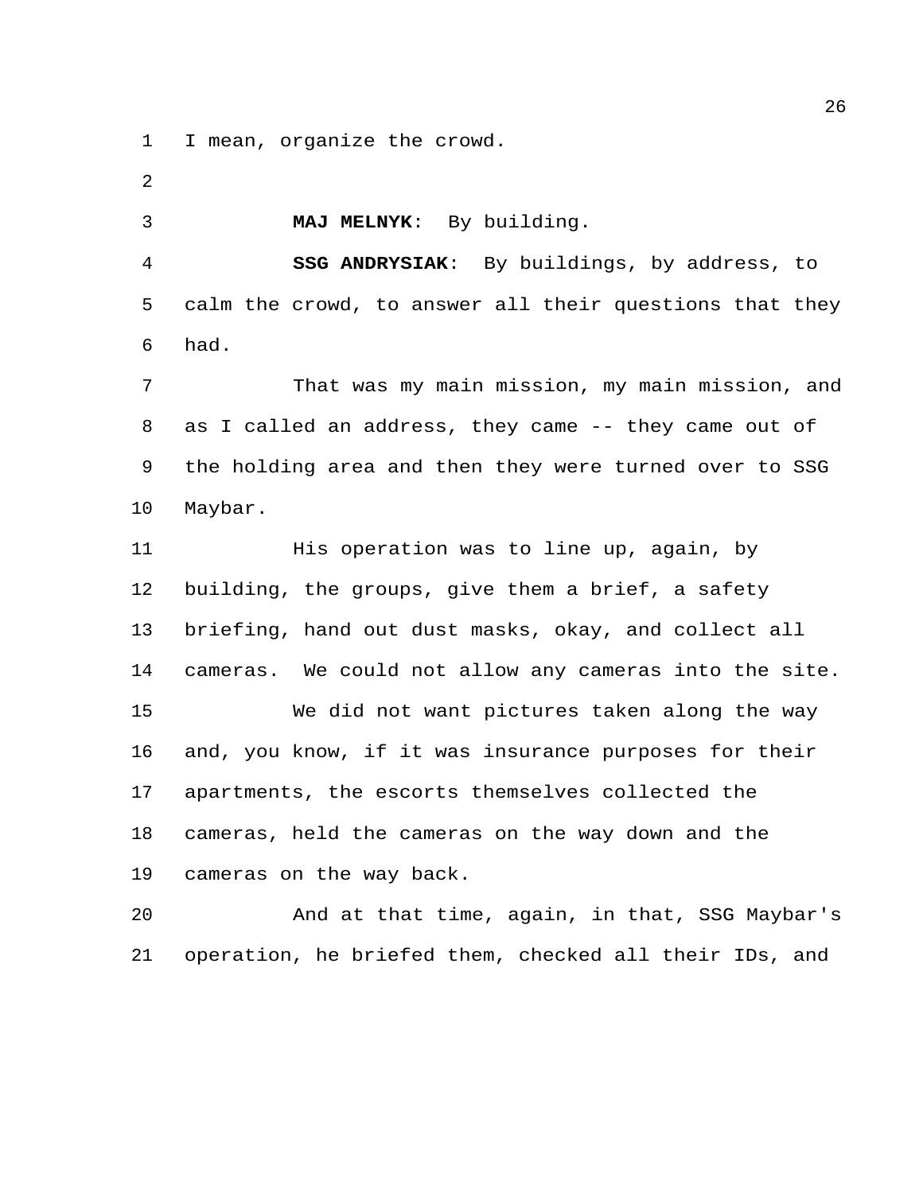I mean, organize the crowd.

**MAJ MELNYK**: By building.

**SSG ANDRYSIAK**: By buildings, by address, to calm the crowd, to answer all their questions that they had.

That was my main mission, my main mission, and as I called an address, they came -- they came out of the holding area and then they were turned over to SSG Maybar.

His operation was to line up, again, by building, the groups, give them a brief, a safety briefing, hand out dust masks, okay, and collect all cameras. We could not allow any cameras into the site.

We did not want pictures taken along the way and, you know, if it was insurance purposes for their apartments, the escorts themselves collected the cameras, held the cameras on the way down and the cameras on the way back.

And at that time, again, in that, SSG Maybar's operation, he briefed them, checked all their IDs, and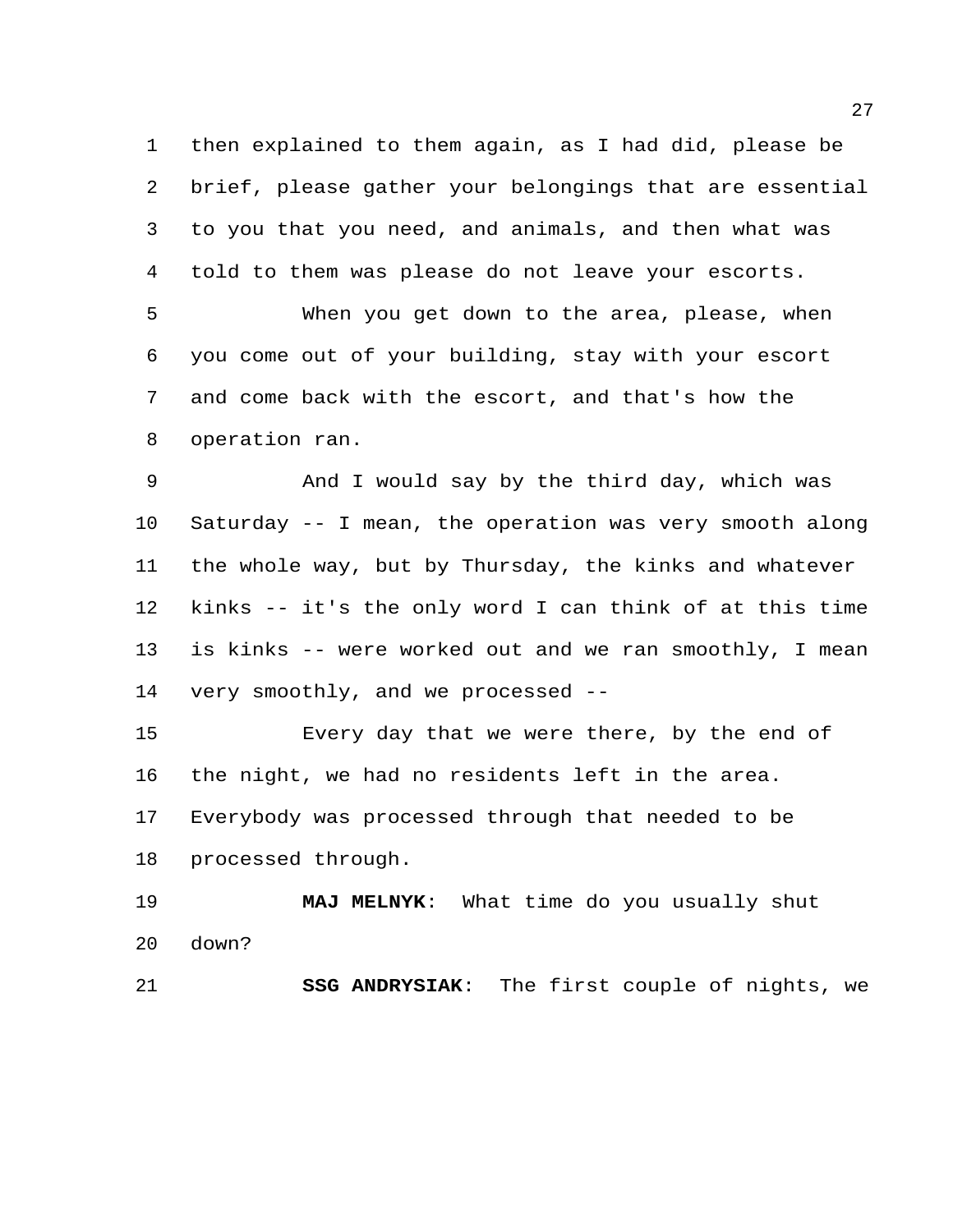then explained to them again, as I had did, please be brief, please gather your belongings that are essential to you that you need, and animals, and then what was told to them was please do not leave your escorts.

When you get down to the area, please, when you come out of your building, stay with your escort and come back with the escort, and that's how the operation ran.

And I would say by the third day, which was Saturday -- I mean, the operation was very smooth along the whole way, but by Thursday, the kinks and whatever kinks -- it's the only word I can think of at this time is kinks -- were worked out and we ran smoothly, I mean very smoothly, and we processed --

Every day that we were there, by the end of the night, we had no residents left in the area. Everybody was processed through that needed to be processed through.

**MAJ MELNYK**: What time do you usually shut down?

**SSG ANDRYSIAK**: The first couple of nights, we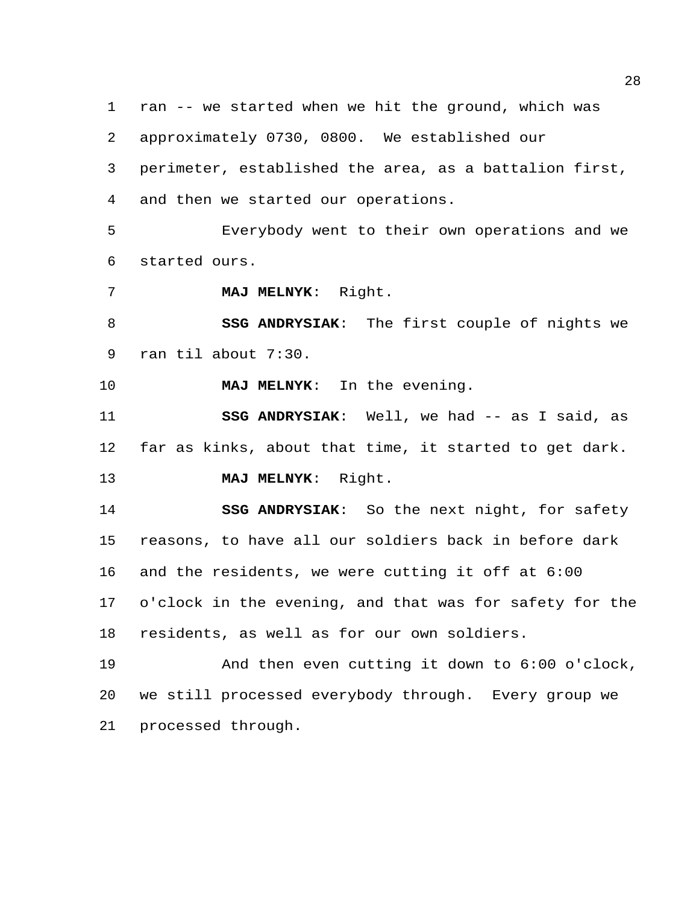ran -- we started when we hit the ground, which was approximately 0730, 0800. We established our perimeter, established the area, as a battalion first, and then we started our operations.

Everybody went to their own operations and we started ours.

**MAJ MELNYK**: Right.

**SSG ANDRYSIAK**: The first couple of nights we ran til about 7:30.

**MAJ MELNYK**: In the evening.

**SSG ANDRYSIAK**: Well, we had -- as I said, as far as kinks, about that time, it started to get dark.

**MAJ MELNYK**: Right.

**SSG ANDRYSIAK**: So the next night, for safety reasons, to have all our soldiers back in before dark and the residents, we were cutting it off at 6:00 o'clock in the evening, and that was for safety for the residents, as well as for our own soldiers.

And then even cutting it down to 6:00 o'clock, we still processed everybody through. Every group we processed through.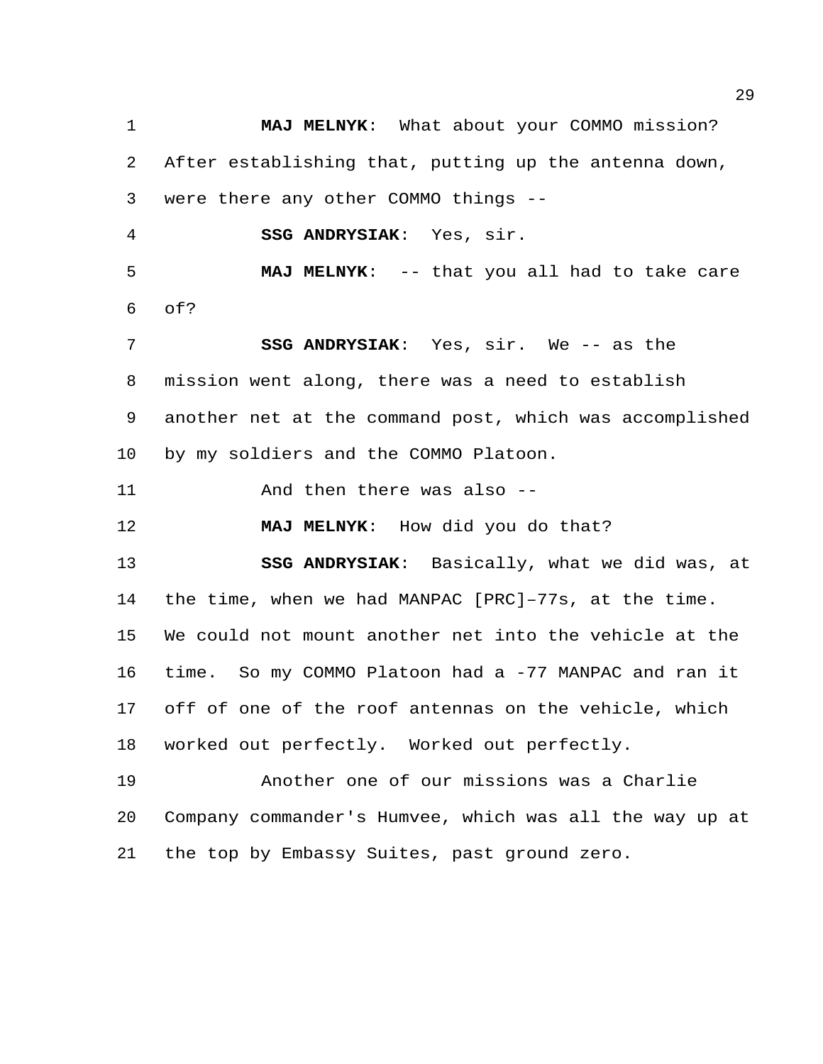**MAJ MELNYK**: What about your COMMO mission? After establishing that, putting up the antenna down, were there any other COMMO things --

**SSG ANDRYSIAK**: Yes, sir.

**MAJ MELNYK**: -- that you all had to take care of?

**SSG ANDRYSIAK**: Yes, sir. We -- as the mission went along, there was a need to establish another net at the command post, which was accomplished by my soldiers and the COMMO Platoon.

And then there was also --

**MAJ MELNYK**: How did you do that?

**SSG ANDRYSIAK**: Basically, what we did was, at the time, when we had MANPAC [PRC]–77s, at the time. We could not mount another net into the vehicle at the time. So my COMMO Platoon had a -77 MANPAC and ran it off of one of the roof antennas on the vehicle, which worked out perfectly. Worked out perfectly.

Another one of our missions was a Charlie Company commander's Humvee, which was all the way up at the top by Embassy Suites, past ground zero.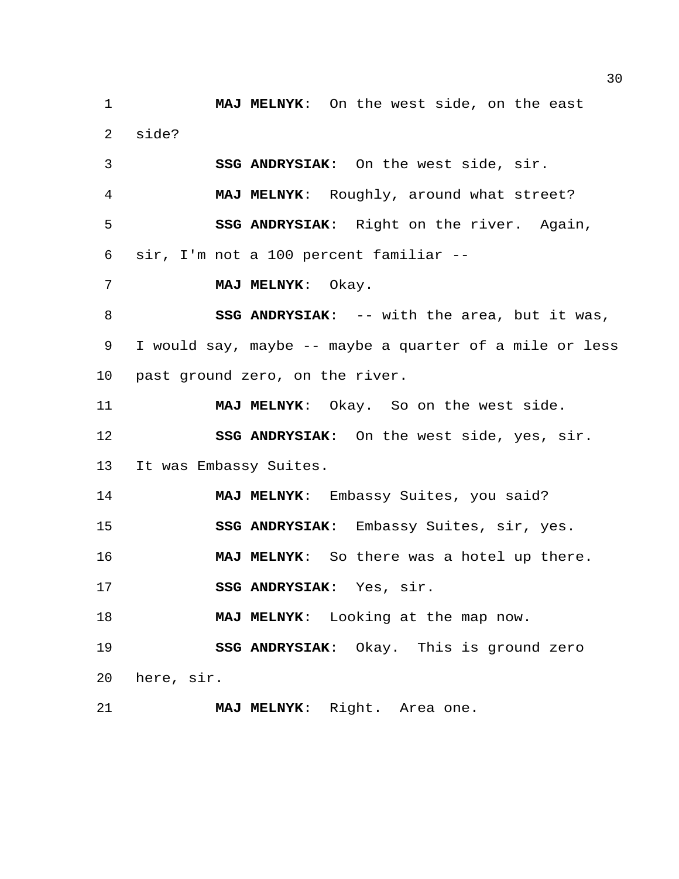**MAJ MELNYK**: On the west side, on the east side?

**SSG ANDRYSIAK**: On the west side, sir.

**MAJ MELNYK**: Roughly, around what street?

**SSG ANDRYSIAK**: Right on the river. Again, sir, I'm not a 100 percent familiar --

**MAJ MELNYK**: Okay.

**SSG ANDRYSIAK**: -- with the area, but it was, I would say, maybe -- maybe a quarter of a mile or less past ground zero, on the river.

**MAJ MELNYK**: Okay. So on the west side.

**SSG ANDRYSIAK**: On the west side, yes, sir. It was Embassy Suites.

**MAJ MELNYK**: Embassy Suites, you said?

**SSG ANDRYSIAK**: Embassy Suites, sir, yes.

**MAJ MELNYK**: So there was a hotel up there.

**SSG ANDRYSIAK**: Yes, sir.

**MAJ MELNYK**: Looking at the map now.

**SSG ANDRYSIAK**: Okay. This is ground zero here, sir.

**MAJ MELNYK**: Right. Area one.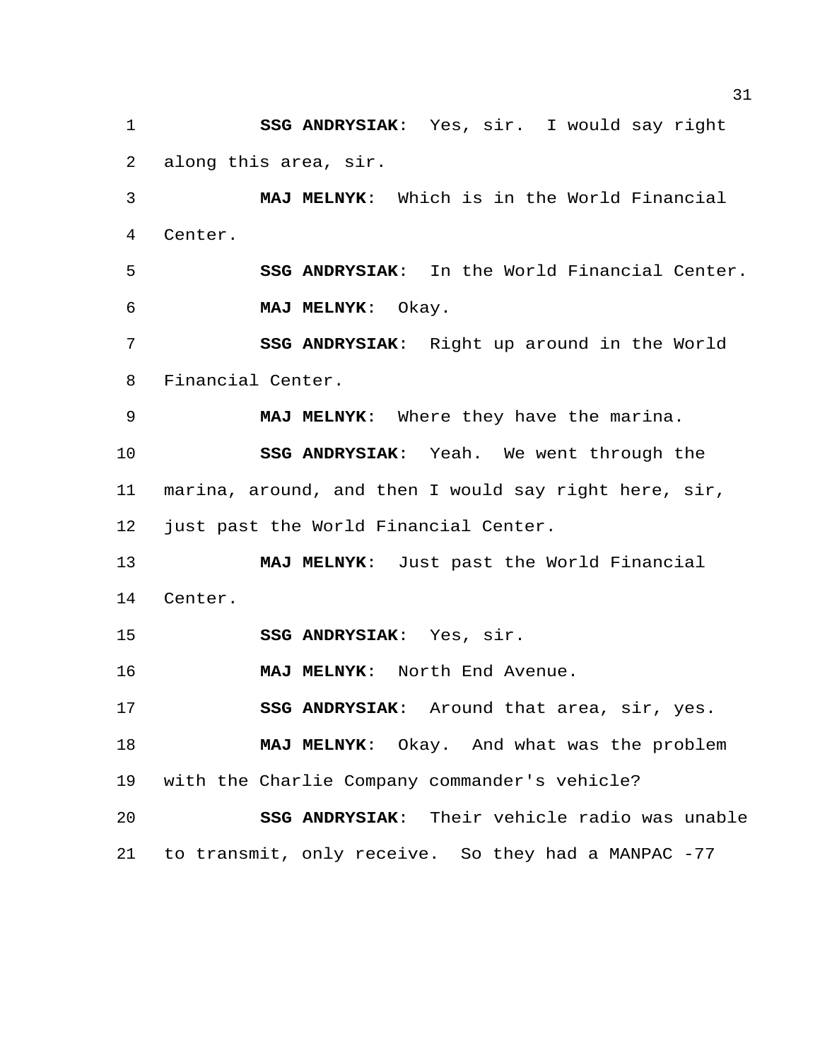**SSG ANDRYSIAK**: Yes, sir. I would say right along this area, sir.

**MAJ MELNYK**: Which is in the World Financial Center.

**SSG ANDRYSIAK**: In the World Financial Center.

**MAJ MELNYK**: Okay.

**SSG ANDRYSIAK**: Right up around in the World Financial Center.

**MAJ MELNYK**: Where they have the marina.

**SSG ANDRYSIAK**: Yeah. We went through the marina, around, and then I would say right here, sir, just past the World Financial Center.

**MAJ MELNYK**: Just past the World Financial Center.

**SSG ANDRYSIAK**: Yes, sir.

**MAJ MELNYK**: North End Avenue.

**SSG ANDRYSIAK**: Around that area, sir, yes.

**MAJ MELNYK**: Okay. And what was the problem with the Charlie Company commander's vehicle?

**SSG ANDRYSIAK**: Their vehicle radio was unable to transmit, only receive. So they had a MANPAC -77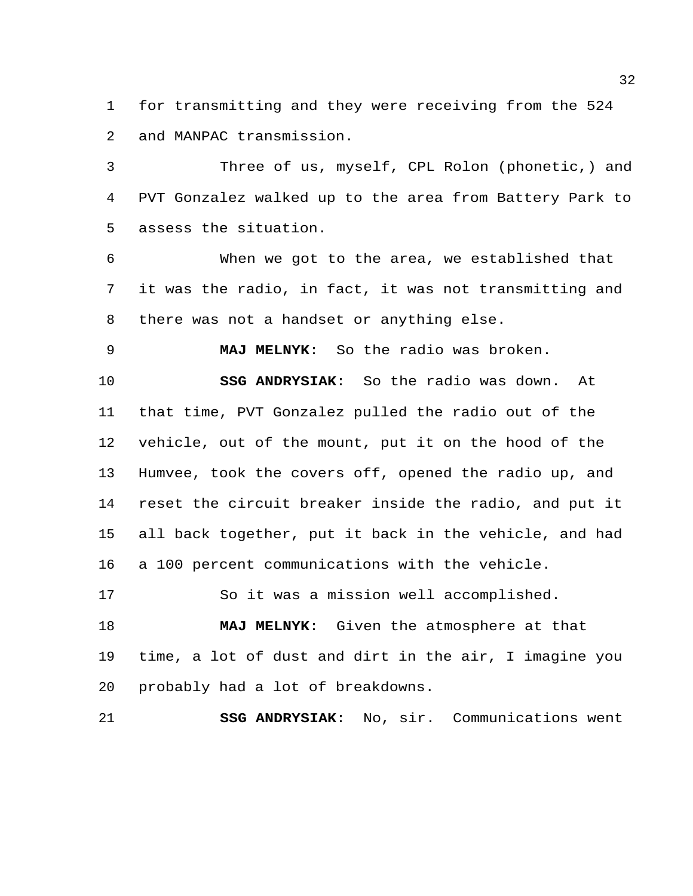for transmitting and they were receiving from the 524 and MANPAC transmission.

Three of us, myself, CPL Rolon (phonetic,) and PVT Gonzalez walked up to the area from Battery Park to assess the situation.

When we got to the area, we established that it was the radio, in fact, it was not transmitting and there was not a handset or anything else.

**MAJ MELNYK**: So the radio was broken.

**SSG ANDRYSIAK**: So the radio was down. At that time, PVT Gonzalez pulled the radio out of the vehicle, out of the mount, put it on the hood of the Humvee, took the covers off, opened the radio up, and reset the circuit breaker inside the radio, and put it all back together, put it back in the vehicle, and had a 100 percent communications with the vehicle.

So it was a mission well accomplished.

**MAJ MELNYK**: Given the atmosphere at that time, a lot of dust and dirt in the air, I imagine you probably had a lot of breakdowns.

**SSG ANDRYSIAK**: No, sir. Communications went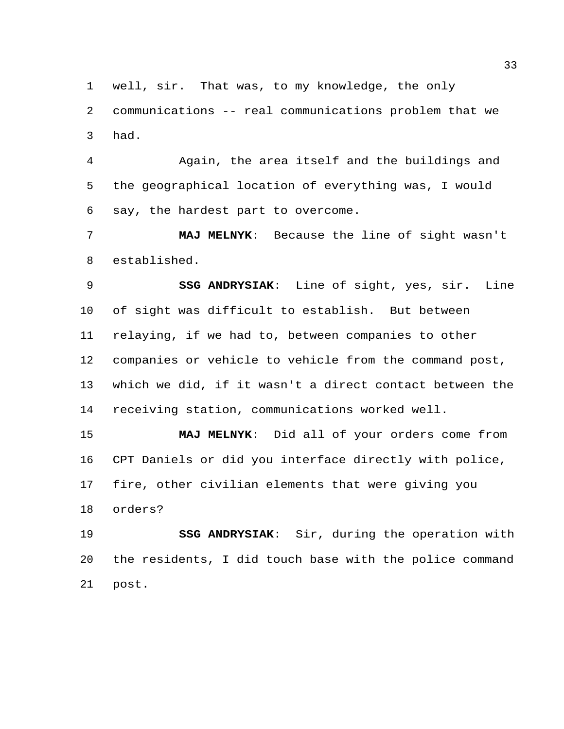well, sir. That was, to my knowledge, the only communications -- real communications problem that we had.

Again, the area itself and the buildings and the geographical location of everything was, I would say, the hardest part to overcome.

**MAJ MELNYK**: Because the line of sight wasn't established.

**SSG ANDRYSIAK**: Line of sight, yes, sir. Line of sight was difficult to establish. But between relaying, if we had to, between companies to other companies or vehicle to vehicle from the command post, which we did, if it wasn't a direct contact between the receiving station, communications worked well.

**MAJ MELNYK**: Did all of your orders come from CPT Daniels or did you interface directly with police, fire, other civilian elements that were giving you orders?

**SSG ANDRYSIAK**: Sir, during the operation with the residents, I did touch base with the police command post.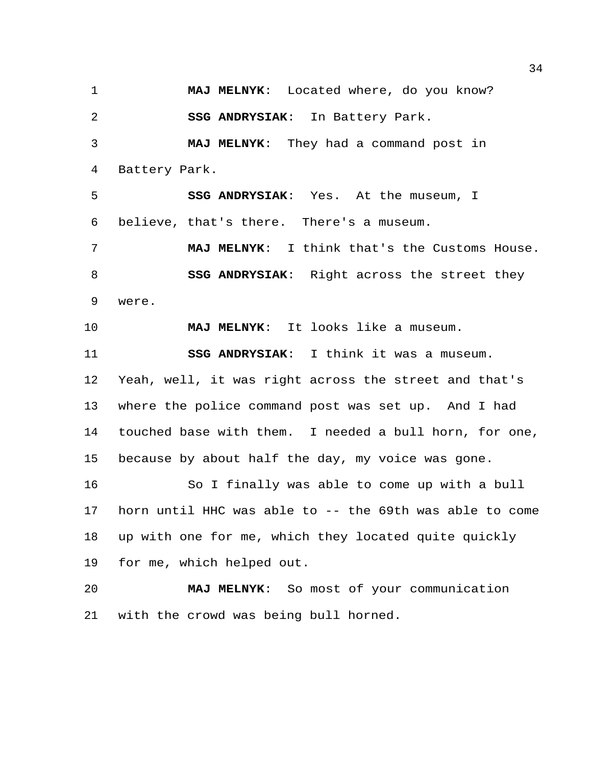**MAJ MELNYK**: Located where, do you know?

**SSG ANDRYSIAK**: In Battery Park.

**MAJ MELNYK**: They had a command post in Battery Park.

**SSG ANDRYSIAK**: Yes. At the museum, I believe, that's there. There's a museum.

**MAJ MELNYK**: I think that's the Customs House.

**SSG ANDRYSIAK**: Right across the street they were.

**MAJ MELNYK**: It looks like a museum.

**SSG ANDRYSIAK**: I think it was a museum. Yeah, well, it was right across the street and that's where the police command post was set up. And I had touched base with them. I needed a bull horn, for one, because by about half the day, my voice was gone.

So I finally was able to come up with a bull horn until HHC was able to -- the 69th was able to come up with one for me, which they located quite quickly for me, which helped out.

**MAJ MELNYK**: So most of your communication with the crowd was being bull horned.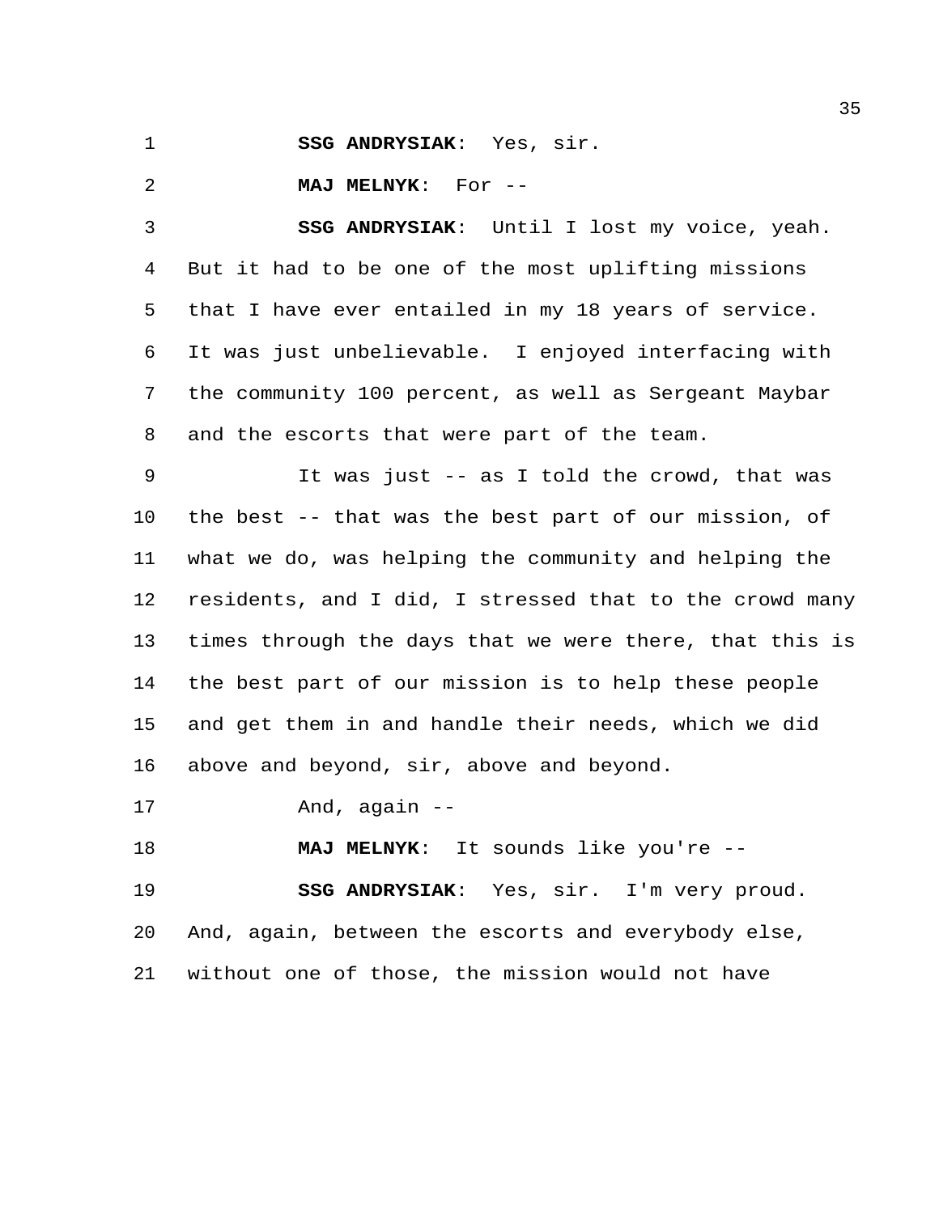**SSG ANDRYSIAK**: Yes, sir.

**MAJ MELNYK**: For --

**SSG ANDRYSIAK**: Until I lost my voice, yeah. But it had to be one of the most uplifting missions that I have ever entailed in my 18 years of service. It was just unbelievable. I enjoyed interfacing with the community 100 percent, as well as Sergeant Maybar and the escorts that were part of the team.

It was just -- as I told the crowd, that was the best -- that was the best part of our mission, of what we do, was helping the community and helping the residents, and I did, I stressed that to the crowd many times through the days that we were there, that this is the best part of our mission is to help these people and get them in and handle their needs, which we did above and beyond, sir, above and beyond.

And, again --

**MAJ MELNYK**: It sounds like you're --

**SSG ANDRYSIAK**: Yes, sir. I'm very proud. And, again, between the escorts and everybody else, without one of those, the mission would not have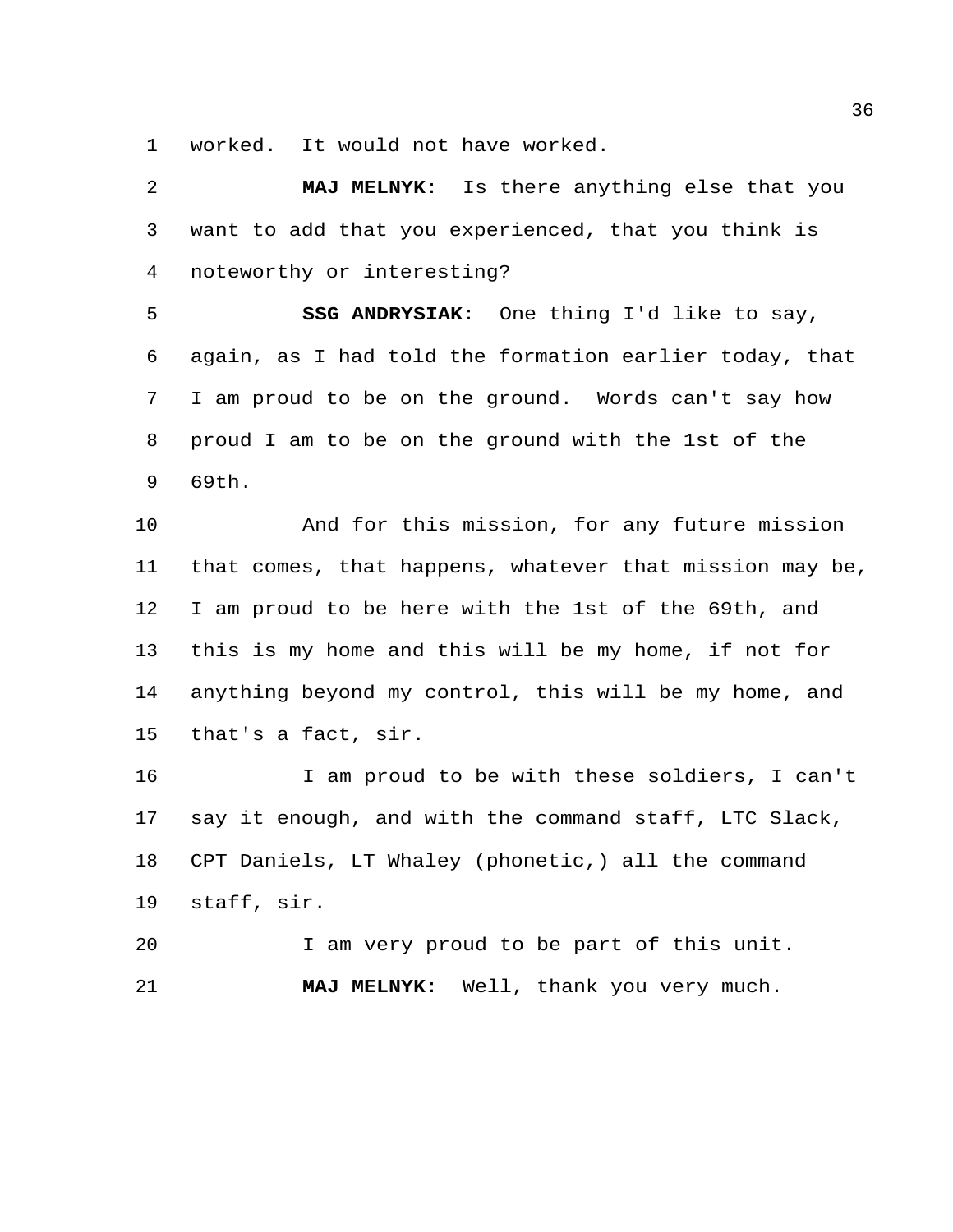worked. It would not have worked.

**MAJ MELNYK**: Is there anything else that you want to add that you experienced, that you think is noteworthy or interesting?

**SSG ANDRYSIAK**: One thing I'd like to say, again, as I had told the formation earlier today, that I am proud to be on the ground. Words can't say how proud I am to be on the ground with the 1st of the 69th.

And for this mission, for any future mission that comes, that happens, whatever that mission may be, I am proud to be here with the 1st of the 69th, and this is my home and this will be my home, if not for anything beyond my control, this will be my home, and that's a fact, sir.

I am proud to be with these soldiers, I can't say it enough, and with the command staff, LTC Slack, CPT Daniels, LT Whaley (phonetic,) all the command staff, sir.

I am very proud to be part of this unit.

**MAJ MELNYK**: Well, thank you very much.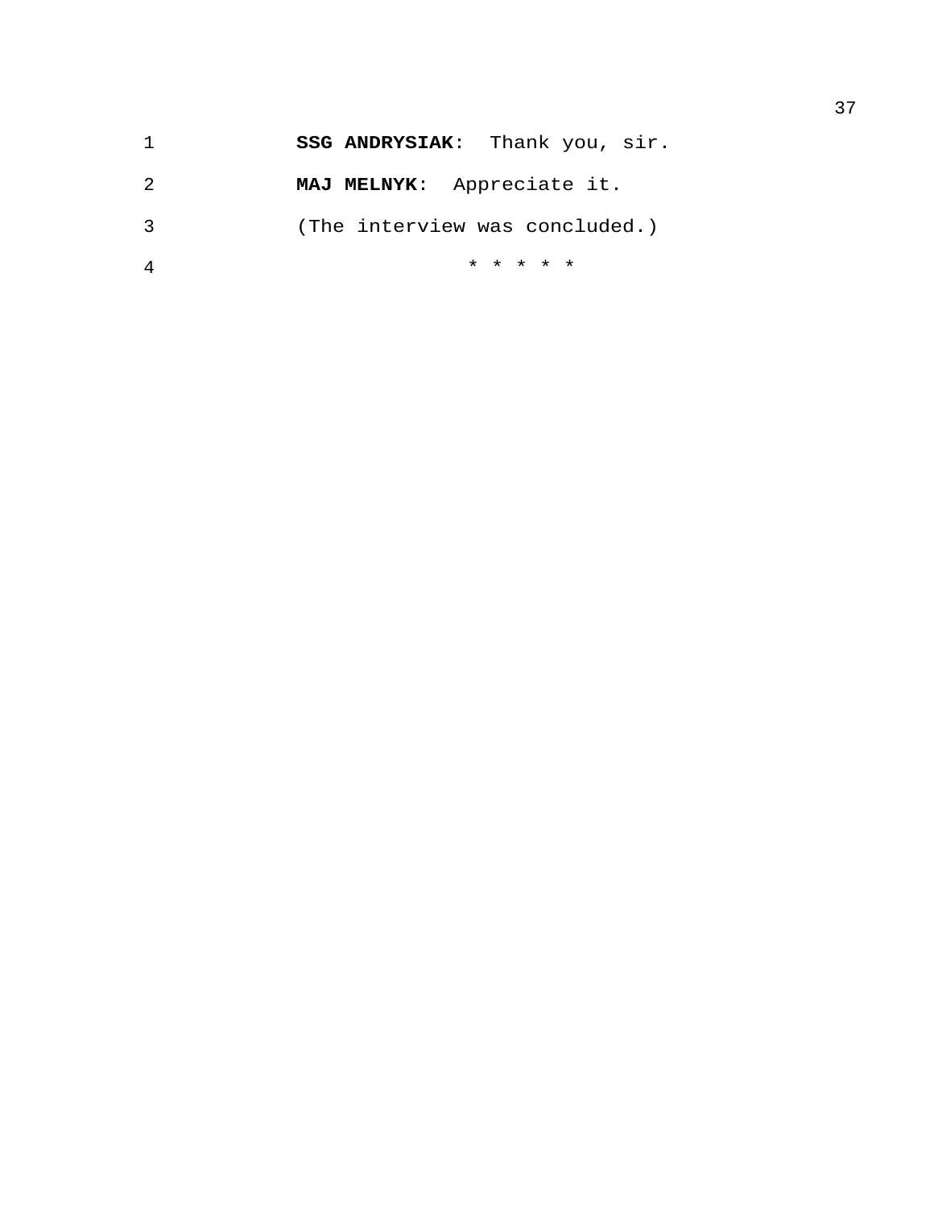**SSG ANDRYSIAK**: Thank you, sir.

**MAJ MELNYK**: Appreciate it.

(The interview was concluded.)

* * * * *